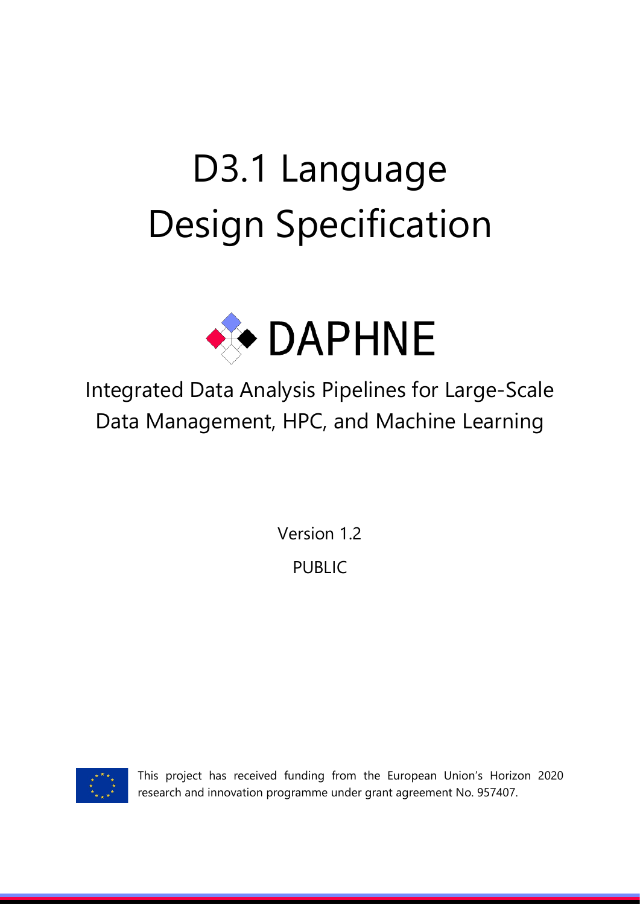# D3.1 Language Design Specification

DAPHNE

Integrated Data Analysis Pipelines for Large-Scale Data Management, HPC, and Machine Learning

Version 1.2

PUBLIC

This project has received funding from the European Union's Horizon 2020 research and innovation programme under grant agreement No. 957407.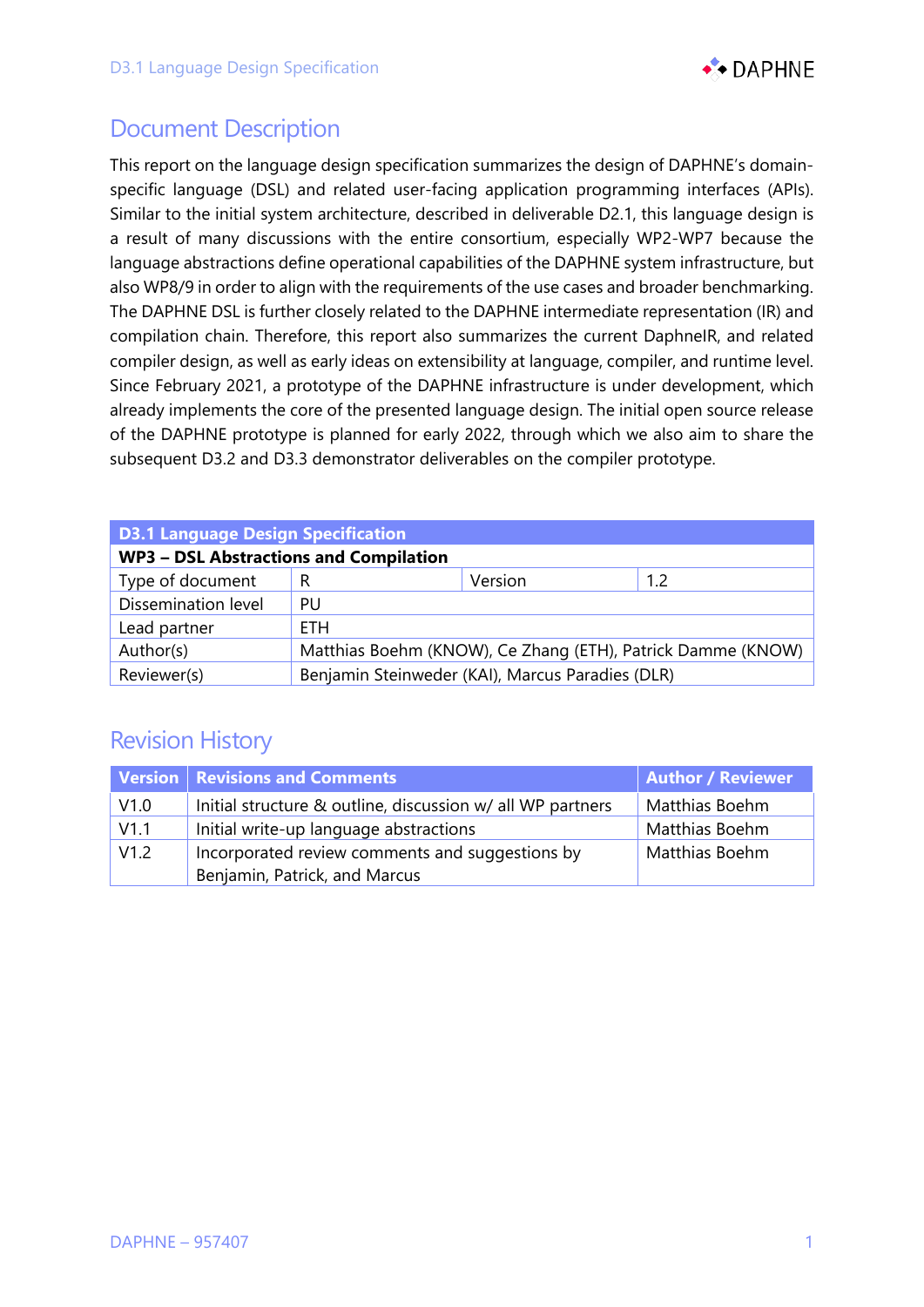# Document Description

This report on the language design specification summarizes the design of DAPHNE's domain-specific language (DSL) and related user-facing application programming interfaces (APIs). Similar to the initial system architecture, described in deliverable D2.1, this language design is a result of many discussions with the entire consortium, especially WP2-WP7 because the language abstractions define operational capabilities of the DAPHNE system infrastructure, but also WP8/9 in order to align with the requirements of the use cases and broader benchmarking. The DAPHNE DSL is further closely related to the DAPHNE intermediate representation (IR) and compilation chain. Therefore, this report also summarizes the current DaphneIR, and related compiler design, as well as early ideas on extensibility at language, compiler, and runtime level. Since February 2021, a prototype of the DAPHNE infrastructure is under development, which already implements the core of the presented language design. The initial open source release of the DAPHNE prototype is planned for early 2022, through which we also aim to share the subsequent D3.2 and D3.3 demonstrator deliverables on the compiler prototype.

| **D3.1 Language Design Specification** | | | |
|---|---|---|---|
| **WP3 – DSL Abstractions and Compilation** | | | |
| Type of document | R | Version | 1.2 |
| Dissemination level | PU | | |
| Lead partner | ETH | | |
| Author(s) | Matthias Boehm (KNOW), Ce Zhang (ETH), Patrick Damme (KNOW) | | |
| Reviewer(s) | Benjamin Steinweder (KAI), Marcus Paradies (DLR) | | |

# Revision History

| Version | Revisions and Comments | Author / Reviewer |
|---|---|---|
| V1.0 | Initial structure & outline, discussion w/ all WP partners | Matthias Boehm |
| V1.1 | Initial write-up language abstractions | Matthias Boehm |
| V1.2 | Incorporated review comments and suggestions by Benjamin, Patrick, and Marcus | Matthias Boehm |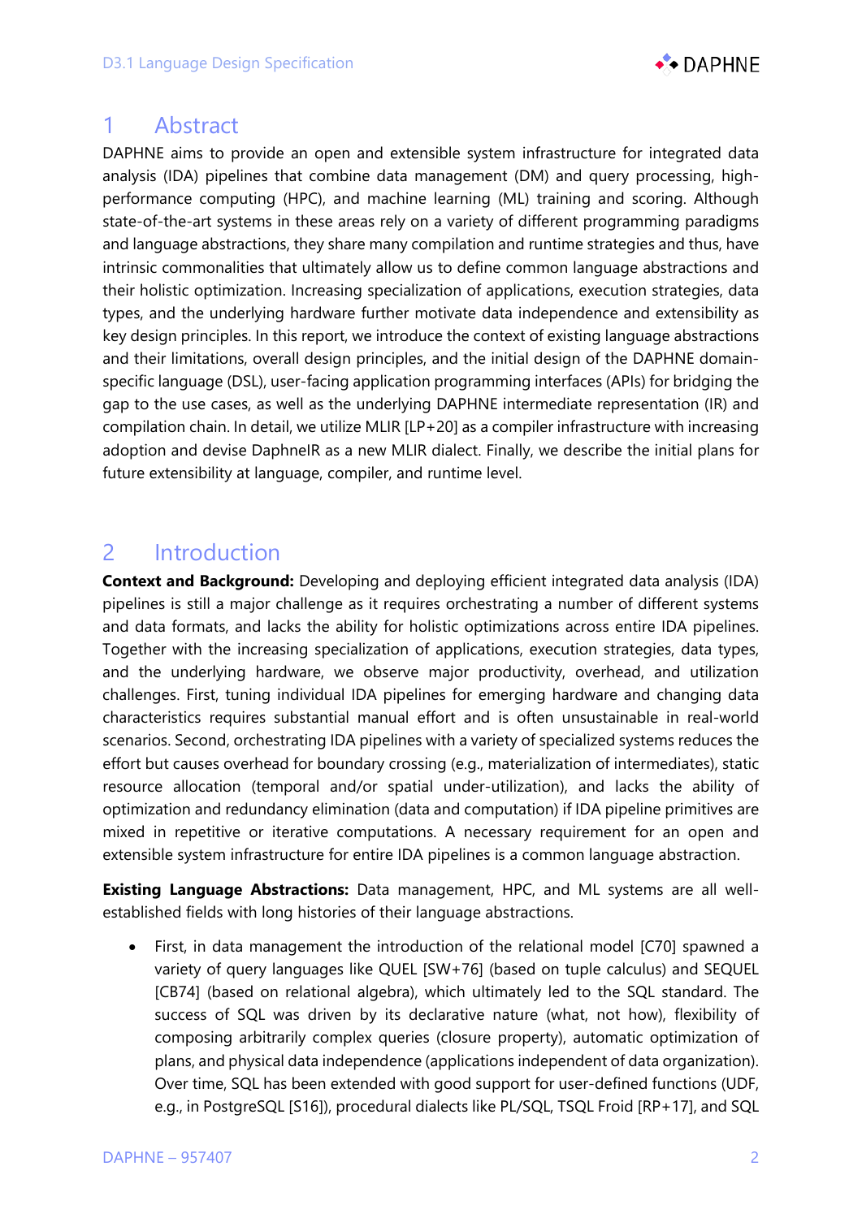# 1 Abstract

DAPHNE aims to provide an open and extensible system infrastructure for integrated data analysis (IDA) pipelines that combine data management (DM) and query processing, high-performance computing (HPC), and machine learning (ML) training and scoring. Although state-of-the-art systems in these areas rely on a variety of different programming paradigms and language abstractions, they share many compilation and runtime strategies and thus, have intrinsic commonalities that ultimately allow us to define common language abstractions and their holistic optimization. Increasing specialization of applications, execution strategies, data types, and the underlying hardware further motivate data independence and extensibility as key design principles. In this report, we introduce the context of existing language abstractions and their limitations, overall design principles, and the initial design of the DAPHNE domain-specific language (DSL), user-facing application programming interfaces (APIs) for bridging the gap to the use cases, as well as the underlying DAPHNE intermediate representation (IR) and compilation chain. In detail, we utilize MLIR [LP+20] as a compiler infrastructure with increasing adoption and devise DaphneIR as a new MLIR dialect. Finally, we describe the initial plans for future extensibility at language, compiler, and runtime level.

# 2 Introduction

**Context and Background:** Developing and deploying efficient integrated data analysis (IDA) pipelines is still a major challenge as it requires orchestrating a number of different systems and data formats, and lacks the ability for holistic optimizations across entire IDA pipelines. Together with the increasing specialization of applications, execution strategies, data types, and the underlying hardware, we observe major productivity, overhead, and utilization challenges. First, tuning individual IDA pipelines for emerging hardware and changing data characteristics requires substantial manual effort and is often unsustainable in real-world scenarios. Second, orchestrating IDA pipelines with a variety of specialized systems reduces the effort but causes overhead for boundary crossing (e.g., materialization of intermediates), static resource allocation (temporal and/or spatial under-utilization), and lacks the ability of optimization and redundancy elimination (data and computation) if IDA pipeline primitives are mixed in repetitive or iterative computations. A necessary requirement for an open and extensible system infrastructure for entire IDA pipelines is a common language abstraction.

**Existing Language Abstractions:** Data management, HPC, and ML systems are all well-established fields with long histories of their language abstractions.

- First, in data management the introduction of the relational model [C70] spawned a variety of query languages like QUEL [SW+76] (based on tuple calculus) and SEQUEL [CB74] (based on relational algebra), which ultimately led to the SQL standard. The success of SQL was driven by its declarative nature (what, not how), flexibility of composing arbitrarily complex queries (closure property), automatic optimization of plans, and physical data independence (applications independent of data organization). Over time, SQL has been extended with good support for user-defined functions (UDF, e.g., in PostgreSQL [S16]), procedural dialects like PL/SQL, TSQL Froid [RP+17], and SQL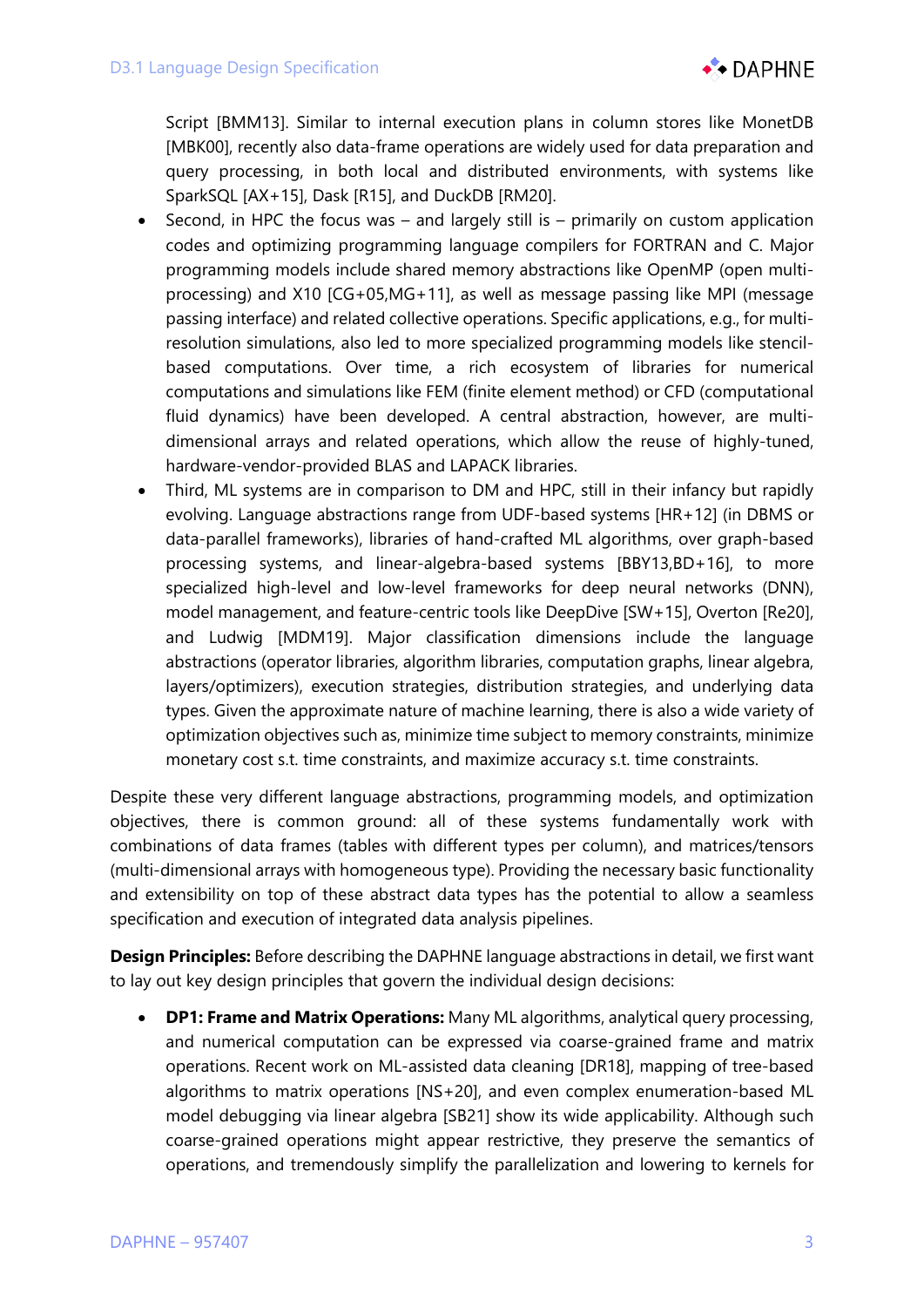Script [BMM13]. Similar to internal execution plans in column stores like MonetDB [MBK00], recently also data-frame operations are widely used for data preparation and query processing, in both local and distributed environments, with systems like SparkSQL [AX+15], Dask [R15], and DuckDB [RM20].

- Second, in HPC the focus was – and largely still is – primarily on custom application codes and optimizing programming language compilers for FORTRAN and C. Major programming models include shared memory abstractions like OpenMP (open multi-processing) and X10 [CG+05,MG+11], as well as message passing like MPI (message passing interface) and related collective operations. Specific applications, e.g., for multi-resolution simulations, also led to more specialized programming models like stencil-based computations. Over time, a rich ecosystem of libraries for numerical computations and simulations like FEM (finite element method) or CFD (computational fluid dynamics) have been developed. A central abstraction, however, are multi-dimensional arrays and related operations, which allow the reuse of highly-tuned, hardware-vendor-provided BLAS and LAPACK libraries.
- Third, ML systems are in comparison to DM and HPC, still in their infancy but rapidly evolving. Language abstractions range from UDF-based systems [HR+12] (in DBMS or data-parallel frameworks), libraries of hand-crafted ML algorithms, over graph-based processing systems, and linear-algebra-based systems [BBY13,BD+16], to more specialized high-level and low-level frameworks for deep neural networks (DNN), model management, and feature-centric tools like DeepDive [SW+15], Overton [Re20], and Ludwig [MDM19]. Major classification dimensions include the language abstractions (operator libraries, algorithm libraries, computation graphs, linear algebra, layers/optimizers), execution strategies, distribution strategies, and underlying data types. Given the approximate nature of machine learning, there is also a wide variety of optimization objectives such as, minimize time subject to memory constraints, minimize monetary cost s.t. time constraints, and maximize accuracy s.t. time constraints.

Despite these very different language abstractions, programming models, and optimization objectives, there is common ground: all of these systems fundamentally work with combinations of data frames (tables with different types per column), and matrices/tensors (multi-dimensional arrays with homogeneous type). Providing the necessary basic functionality and extensibility on top of these abstract data types has the potential to allow a seamless specification and execution of integrated data analysis pipelines.

**Design Principles:** Before describing the DAPHNE language abstractions in detail, we first want to lay out key design principles that govern the individual design decisions:

- **DP1: Frame and Matrix Operations:** Many ML algorithms, analytical query processing, and numerical computation can be expressed via coarse-grained frame and matrix operations. Recent work on ML-assisted data cleaning [DR18], mapping of tree-based algorithms to matrix operations [NS+20], and even complex enumeration-based ML model debugging via linear algebra [SB21] show its wide applicability. Although such coarse-grained operations might appear restrictive, they preserve the semantics of operations, and tremendously simplify the parallelization and lowering to kernels for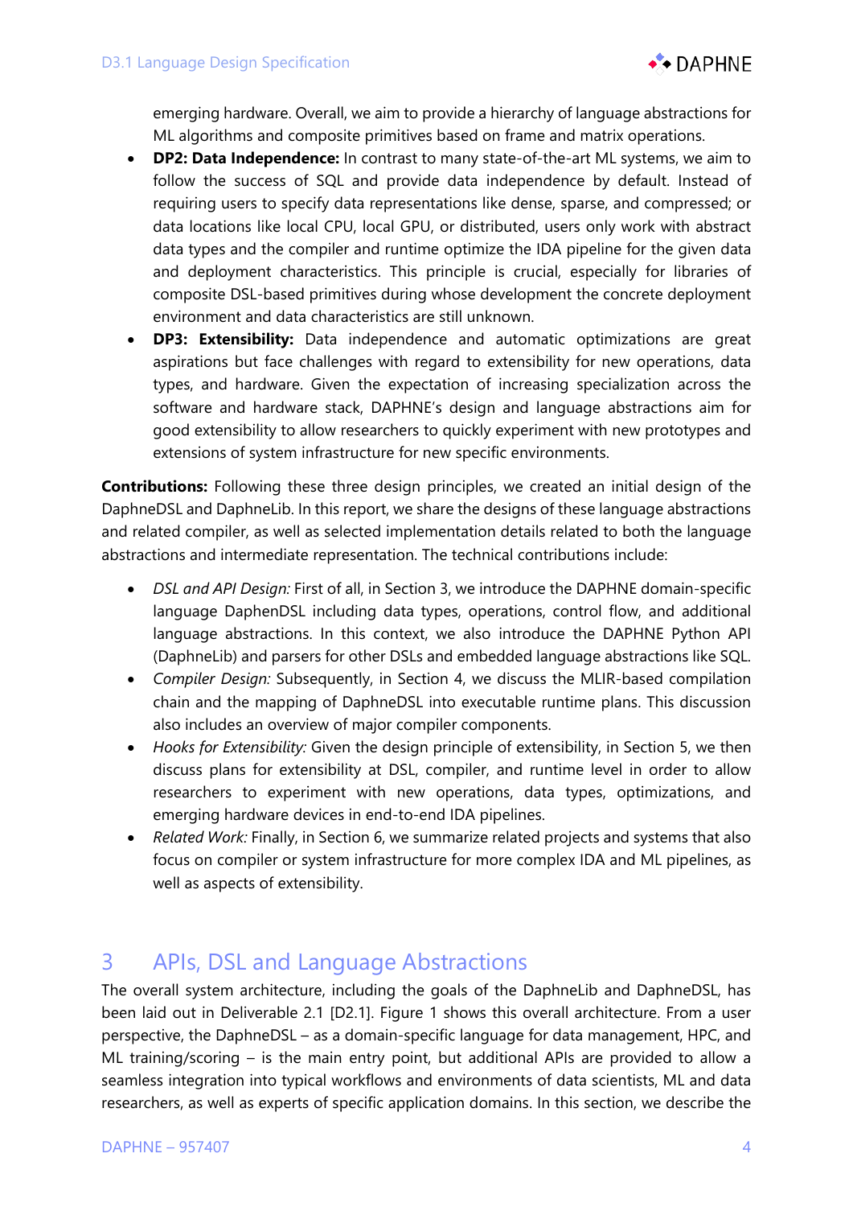emerging hardware. Overall, we aim to provide a hierarchy of language abstractions for ML algorithms and composite primitives based on frame and matrix operations.

- **DP2: Data Independence:** In contrast to many state-of-the-art ML systems, we aim to follow the success of SQL and provide data independence by default. Instead of requiring users to specify data representations like dense, sparse, and compressed; or data locations like local CPU, local GPU, or distributed, users only work with abstract data types and the compiler and runtime optimize the IDA pipeline for the given data and deployment characteristics. This principle is crucial, especially for libraries of composite DSL-based primitives during whose development the concrete deployment environment and data characteristics are still unknown.
- **DP3: Extensibility:** Data independence and automatic optimizations are great aspirations but face challenges with regard to extensibility for new operations, data types, and hardware. Given the expectation of increasing specialization across the software and hardware stack, DAPHNE's design and language abstractions aim for good extensibility to allow researchers to quickly experiment with new prototypes and extensions of system infrastructure for new specific environments.

**Contributions:** Following these three design principles, we created an initial design of the DaphneDSL and DaphneLib. In this report, we share the designs of these language abstractions and related compiler, as well as selected implementation details related to both the language abstractions and intermediate representation. The technical contributions include:

- *DSL and API Design:* First of all, in Section 3, we introduce the DAPHNE domain-specific language DaphenDSL including data types, operations, control flow, and additional language abstractions. In this context, we also introduce the DAPHNE Python API (DaphneLib) and parsers for other DSLs and embedded language abstractions like SQL.
- *Compiler Design:* Subsequently, in Section 4, we discuss the MLIR-based compilation chain and the mapping of DaphneDSL into executable runtime plans. This discussion also includes an overview of major compiler components.
- *Hooks for Extensibility:* Given the design principle of extensibility, in Section 5, we then discuss plans for extensibility at DSL, compiler, and runtime level in order to allow researchers to experiment with new operations, data types, optimizations, and emerging hardware devices in end-to-end IDA pipelines.
- *Related Work:* Finally, in Section 6, we summarize related projects and systems that also focus on compiler or system infrastructure for more complex IDA and ML pipelines, as well as aspects of extensibility.

# 3 APIs, DSL and Language Abstractions

The overall system architecture, including the goals of the DaphneLib and DaphneDSL, has been laid out in Deliverable 2.1 [D2.1]. Figure 1 shows this overall architecture. From a user perspective, the DaphneDSL – as a domain-specific language for data management, HPC, and ML training/scoring – is the main entry point, but additional APIs are provided to allow a seamless integration into typical workflows and environments of data scientists, ML and data researchers, as well as experts of specific application domains. In this section, we describe the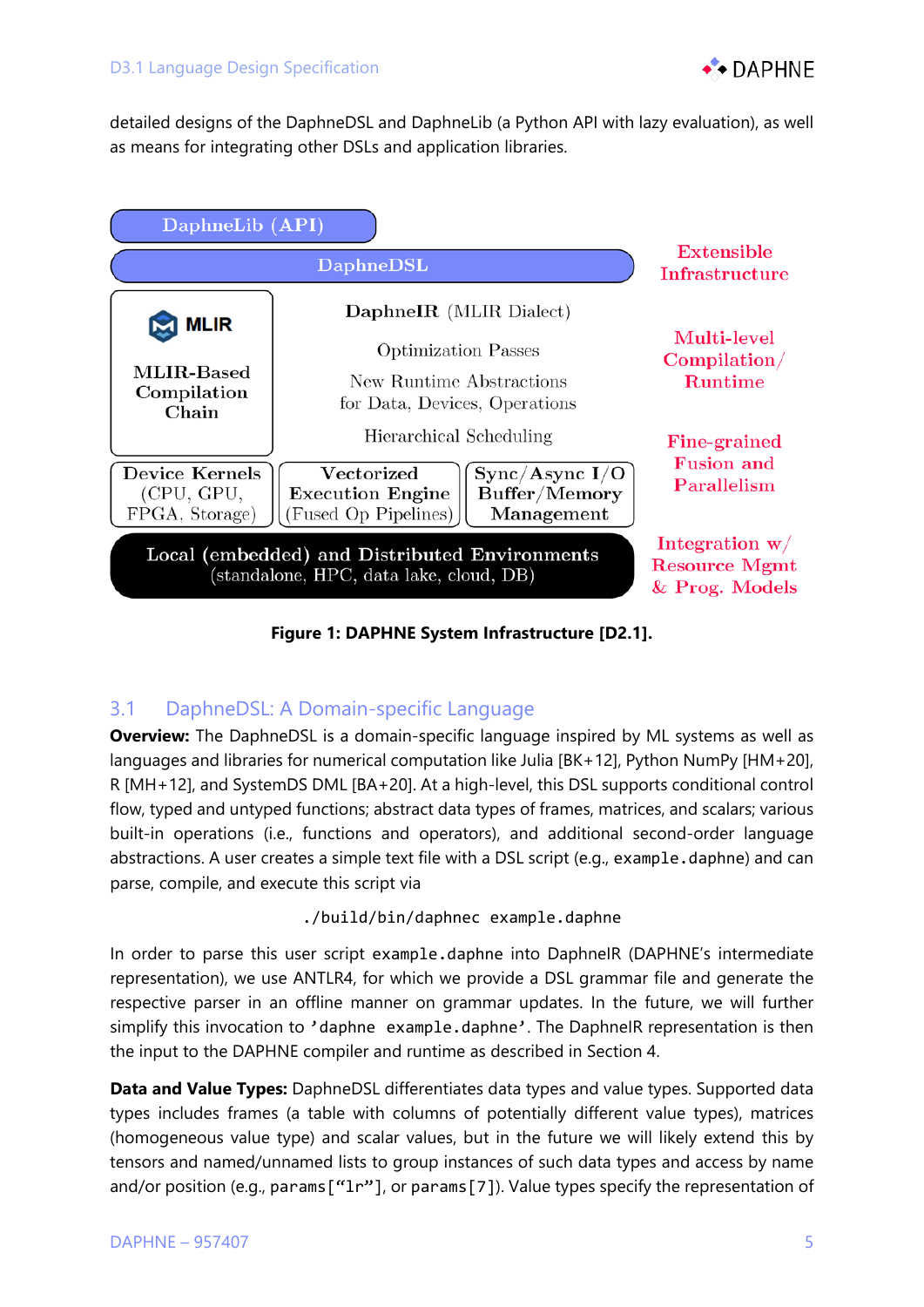detailed designs of the DaphneDSL and DaphneLib (a Python API with lazy evaluation), as well as means for integrating other DSLs and application libraries.

DaphneLib (API)

DaphneDSL

MLIR

MLIR-Based Compilation Chain

DaphneIR (MLIR Dialect)

Optimization Passes

New Runtime Abstractions for Data, Devices, Operations

Hierarchical Scheduling

Device Kernels (CPU, GPU, FPGA, Storage)

Vectorized Execution Engine (Fused Op Pipelines)

Sync/Async I/O Buffer/Memory Management

Local (embedded) and Distributed Environments (standalone, HPC, data lake, cloud, DB)

Extensible Infrastructure

Multi-level Compilation/ Runtime

Fine-grained Fusion and Parallelism

Integration w/ Resource Mgmt & Prog. Models

**Figure 1: DAPHNE System Infrastructure [D2.1].**

## 3.1 DaphneDSL: A Domain-specific Language

**Overview:** The DaphneDSL is a domain-specific language inspired by ML systems as well as languages and libraries for numerical computation like Julia [BK+12], Python NumPy [HM+20], R [MH+12], and SystemDS DML [BA+20]. At a high-level, this DSL supports conditional control flow, typed and untyped functions; abstract data types of frames, matrices, and scalars; various built-in operations (i.e., functions and operators), and additional second-order language abstractions. A user creates a simple text file with a DSL script (e.g., `example.daphne`) and can parse, compile, and execute this script via

```
./build/bin/daphnec example.daphne
```

In order to parse this user script `example.daphne` into DaphneIR (DAPHNE's intermediate representation), we use ANTLR4, for which we provide a DSL grammar file and generate the respective parser in an offline manner on grammar updates. In the future, we will further simplify this invocation to `'daphne example.daphne'`. The DaphneIR representation is then the input to the DAPHNE compiler and runtime as described in Section 4.

**Data and Value Types:** DaphneDSL differentiates data types and value types. Supported data types includes frames (a table with columns of potentially different value types), matrices (homogeneous value type) and scalar values, but in the future we will likely extend this by tensors and named/unnamed lists to group instances of such data types and access by name and/or position (e.g., `params["lr"]`, or `params[7]`). Value types specify the representation of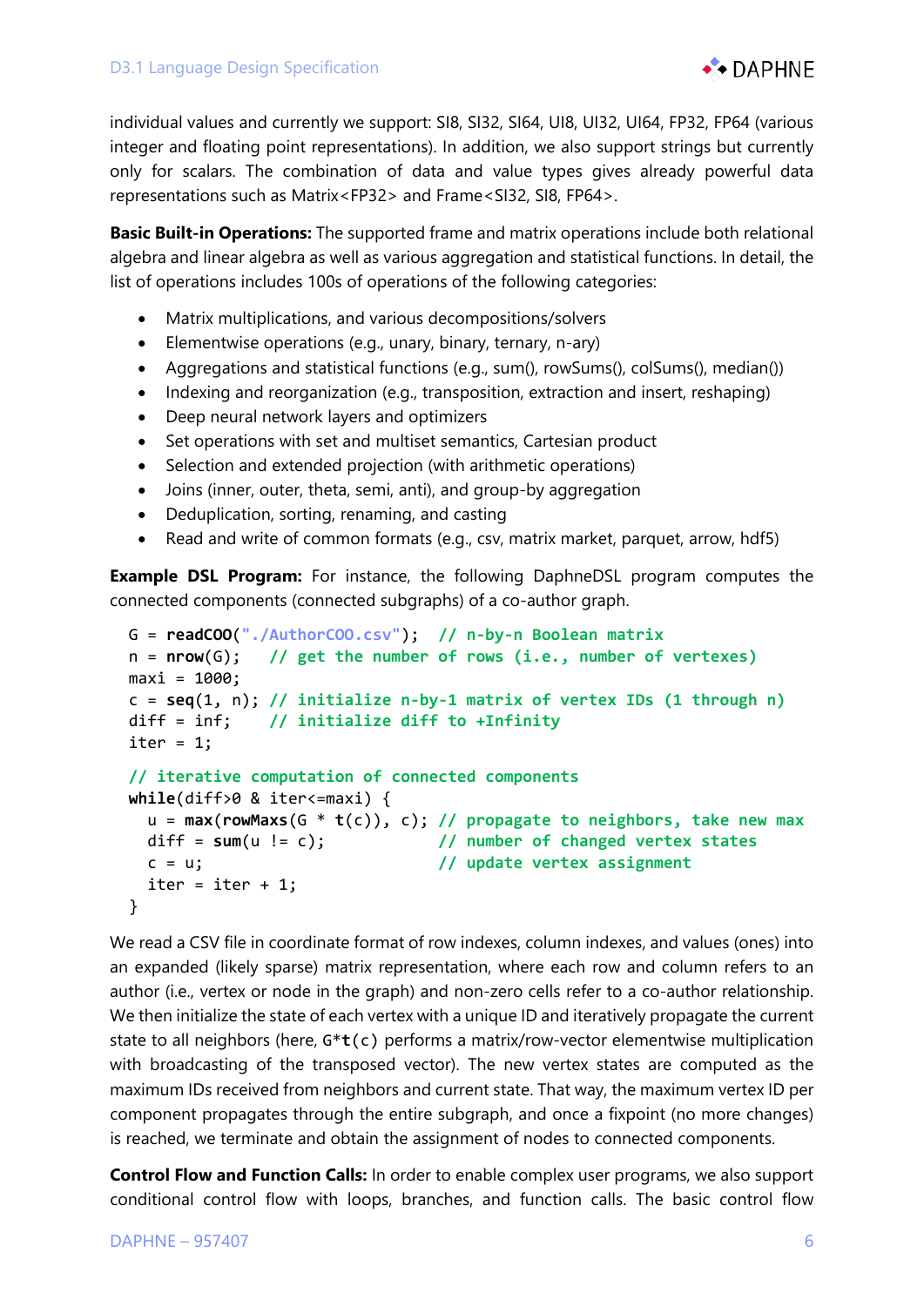individual values and currently we support: SI8, SI32, SI64, UI8, UI32, UI64, FP32, FP64 (various integer and floating point representations). In addition, we also support strings but currently only for scalars. The combination of data and value types gives already powerful data representations such as Matrix<FP32> and Frame<SI32, SI8, FP64>.

**Basic Built-in Operations:** The supported frame and matrix operations include both relational algebra and linear algebra as well as various aggregation and statistical functions. In detail, the list of operations includes 100s of operations of the following categories:

- Matrix multiplications, and various decompositions/solvers
- Elementwise operations (e.g., unary, binary, ternary, n-ary)
- Aggregations and statistical functions (e.g., sum(), rowSums(), colSums(), median())
- Indexing and reorganization (e.g., transposition, extraction and insert, reshaping)
- Deep neural network layers and optimizers
- Set operations with set and multiset semantics, Cartesian product
- Selection and extended projection (with arithmetic operations)
- Joins (inner, outer, theta, semi, anti), and group-by aggregation
- Deduplication, sorting, renaming, and casting
- Read and write of common formats (e.g., csv, matrix market, parquet, arrow, hdf5)

**Example DSL Program:** For instance, the following DaphneDSL program computes the connected components (connected subgraphs) of a co-author graph.

```
G = readCOO("./AuthorCOO.csv");  // n-by-n Boolean matrix
n = nrow(G);   // get the number of rows (i.e., number of vertexes)
maxi = 1000;
c = seq(1, n); // initialize n-by-1 matrix of vertex IDs (1 through n)
diff = inf;    // initialize diff to +Infinity
iter = 1;

// iterative computation of connected components
while(diff>0 & iter<=maxi) {
  u = max(rowMaxs(G * t(c)), c); // propagate to neighbors, take new max
  diff = sum(u != c);            // number of changed vertex states
  c = u;                         // update vertex assignment
  iter = iter + 1;
}
```

We read a CSV file in coordinate format of row indexes, column indexes, and values (ones) into an expanded (likely sparse) matrix representation, where each row and column refers to an author (i.e., vertex or node in the graph) and non-zero cells refer to a co-author relationship. We then initialize the state of each vertex with a unique ID and iteratively propagate the current state to all neighbors (here, `G*t(c)` performs a matrix/row-vector elementwise multiplication with broadcasting of the transposed vector). The new vertex states are computed as the maximum IDs received from neighbors and current state. That way, the maximum vertex ID per component propagates through the entire subgraph, and once a fixpoint (no more changes) is reached, we terminate and obtain the assignment of nodes to connected components.

**Control Flow and Function Calls:** In order to enable complex user programs, we also support conditional control flow with loops, branches, and function calls. The basic control flow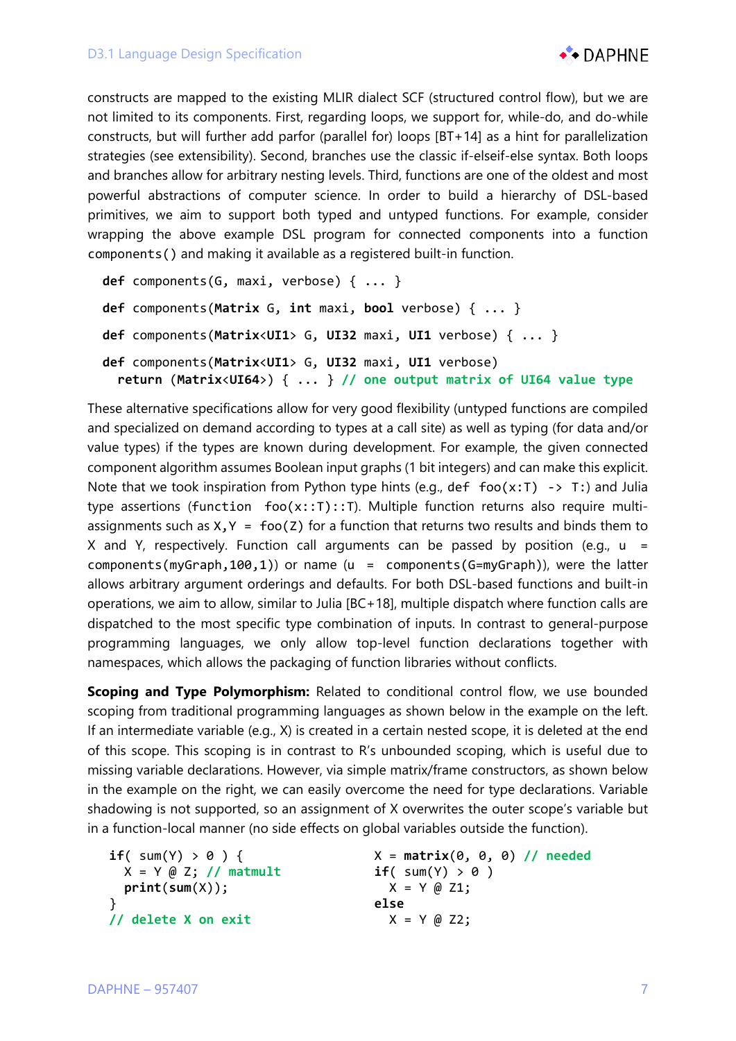constructs are mapped to the existing MLIR dialect SCF (structured control flow), but we are not limited to its components. First, regarding loops, we support for, while-do, and do-while constructs, but will further add parfor (parallel for) loops [BT+14] as a hint for parallelization strategies (see extensibility). Second, branches use the classic if-elseif-else syntax. Both loops and branches allow for arbitrary nesting levels. Third, functions are one of the oldest and most powerful abstractions of computer science. In order to build a hierarchy of DSL-based primitives, we aim to support both typed and untyped functions. For example, consider wrapping the above example DSL program for connected components into a function `components()` and making it available as a registered built-in function.

```
def components(G, maxi, verbose) { ... }

def components(Matrix G, int maxi, bool verbose) { ... }

def components(Matrix<UI1> G, UI32 maxi, UI1 verbose) { ... }

def components(Matrix<UI1> G, UI32 maxi, UI1 verbose)
  return (Matrix<UI64>) { ... } // one output matrix of UI64 value type
```

These alternative specifications allow for very good flexibility (untyped functions are compiled and specialized on demand according to types at a call site) as well as typing (for data and/or value types) if the types are known during development. For example, the given connected component algorithm assumes Boolean input graphs (1 bit integers) and can make this explicit. Note that we took inspiration from Python type hints (e.g., `def foo(x:T) -> T:`) and Julia type assertions (`function foo(x::T)::T`). Multiple function returns also require multi-assignments such as `X,Y = foo(Z)` for a function that returns two results and binds them to X and Y, respectively. Function call arguments can be passed by position (e.g., `u = components(myGraph,100,1)`) or name (`u = components(G=myGraph)`), were the latter allows arbitrary argument orderings and defaults. For both DSL-based functions and built-in operations, we aim to allow, similar to Julia [BC+18], multiple dispatch where function calls are dispatched to the most specific type combination of inputs. In contrast to general-purpose programming languages, we only allow top-level function declarations together with namespaces, which allows the packaging of function libraries without conflicts.

**Scoping and Type Polymorphism:** Related to conditional control flow, we use bounded scoping from traditional programming languages as shown below in the example on the left. If an intermediate variable (e.g., X) is created in a certain nested scope, it is deleted at the end of this scope. This scoping is in contrast to R's unbounded scoping, which is useful due to missing variable declarations. However, via simple matrix/frame constructors, as shown below in the example on the right, we can easily overcome the need for type declarations. Variable shadowing is not supported, so an assignment of X overwrites the outer scope's variable but in a function-local manner (no side effects on global variables outside the function).

```
if( sum(Y) > 0 ) {
  X = Y @ Z; // matmult
  print(sum(X));
}
// delete X on exit
```

```
X = matrix(0, 0, 0) // needed
if( sum(Y) > 0 )
  X = Y @ Z1;
else
  X = Y @ Z2;
```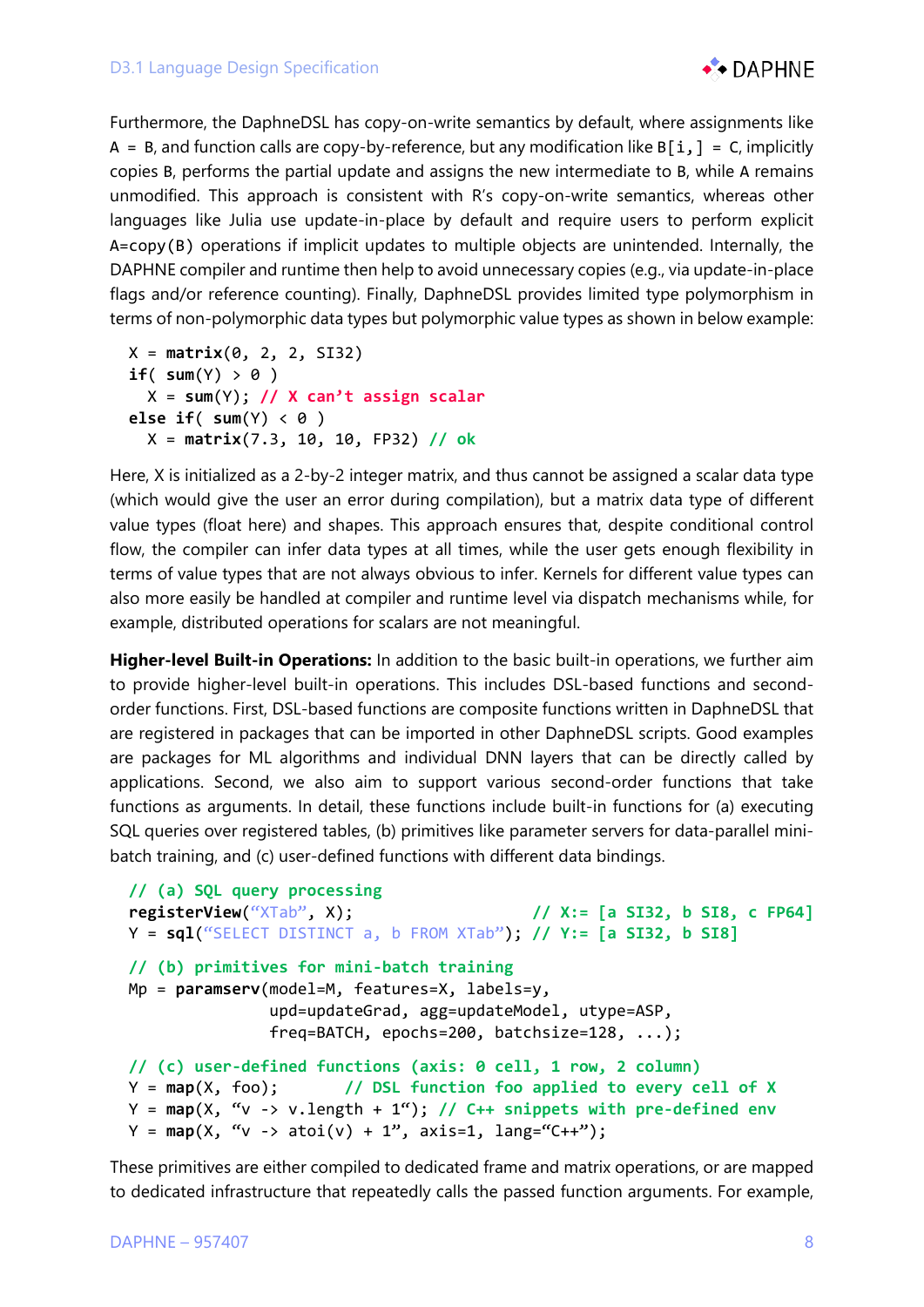Furthermore, the DaphneDSL has copy-on-write semantics by default, where assignments like `A = B`, and function calls are copy-by-reference, but any modification like `B[i,] = C`, implicitly copies `B`, performs the partial update and assigns the new intermediate to `B`, while `A` remains unmodified. This approach is consistent with R's copy-on-write semantics, whereas other languages like Julia use update-in-place by default and require users to perform explicit `A=copy(B)` operations if implicit updates to multiple objects are unintended. Internally, the DAPHNE compiler and runtime then help to avoid unnecessary copies (e.g., via update-in-place flags and/or reference counting). Finally, DaphneDSL provides limited type polymorphism in terms of non-polymorphic data types but polymorphic value types as shown in below example:

```
X = matrix(0, 2, 2, SI32)
if( sum(Y) > 0 )
  X = sum(Y); // X can't assign scalar
else if( sum(Y) < 0 )
  X = matrix(7.3, 10, 10, FP32) // ok
```

Here, X is initialized as a 2-by-2 integer matrix, and thus cannot be assigned a scalar data type (which would give the user an error during compilation), but a matrix data type of different value types (float here) and shapes. This approach ensures that, despite conditional control flow, the compiler can infer data types at all times, while the user gets enough flexibility in terms of value types that are not always obvious to infer. Kernels for different value types can also more easily be handled at compiler and runtime level via dispatch mechanisms while, for example, distributed operations for scalars are not meaningful.

**Higher-level Built-in Operations:** In addition to the basic built-in operations, we further aim to provide higher-level built-in operations. This includes DSL-based functions and second-order functions. First, DSL-based functions are composite functions written in DaphneDSL that are registered in packages that can be imported in other DaphneDSL scripts. Good examples are packages for ML algorithms and individual DNN layers that can be directly called by applications. Second, we also aim to support various second-order functions that take functions as arguments. In detail, these functions include built-in functions for (a) executing SQL queries over registered tables, (b) primitives like parameter servers for data-parallel mini-batch training, and (c) user-defined functions with different data bindings.

```
// (a) SQL query processing
registerView("XTab", X);                          // X:= [a SI32, b SI8, c FP64]
Y = sql("SELECT DISTINCT a, b FROM XTab"); // Y:= [a SI32, b SI8]

// (b) primitives for mini-batch training
Mp = paramserv(model=M, features=X, labels=y,
               upd=updateGrad, agg=updateModel, utype=ASP,
               freq=BATCH, epochs=200, batchsize=128, ...);

// (c) user-defined functions (axis: 0 cell, 1 row, 2 column)
Y = map(X, foo);        // DSL function foo applied to every cell of X
Y = map(X, "v -> v.length + 1"); // C++ snippets with pre-defined env
Y = map(X, "v -> atoi(v) + 1", axis=1, lang="C++");
```

These primitives are either compiled to dedicated frame and matrix operations, or are mapped to dedicated infrastructure that repeatedly calls the passed function arguments. For example,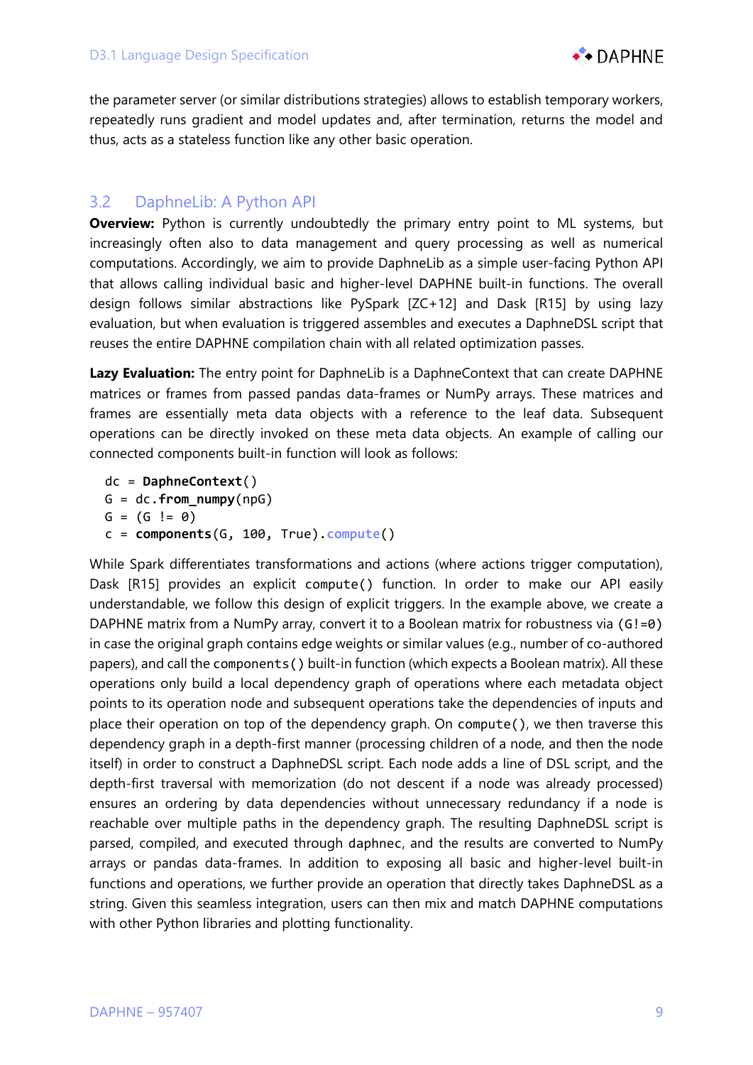the parameter server (or similar distributions strategies) allows to establish temporary workers, repeatedly runs gradient and model updates and, after termination, returns the model and thus, acts as a stateless function like any other basic operation.

## 3.2 DaphneLib: A Python API

**Overview:** Python is currently undoubtedly the primary entry point to ML systems, but increasingly often also to data management and query processing as well as numerical computations. Accordingly, we aim to provide DaphneLib as a simple user-facing Python API that allows calling individual basic and higher-level DAPHNE built-in functions. The overall design follows similar abstractions like PySpark [ZC+12] and Dask [R15] by using lazy evaluation, but when evaluation is triggered assembles and executes a DaphneDSL script that reuses the entire DAPHNE compilation chain with all related optimization passes.

**Lazy Evaluation:** The entry point for DaphneLib is a DaphneContext that can create DAPHNE matrices or frames from passed pandas data-frames or NumPy arrays. These matrices and frames are essentially meta data objects with a reference to the leaf data. Subsequent operations can be directly invoked on these meta data objects. An example of calling our connected components built-in function will look as follows:

```
dc = DaphneContext()
G = dc.from_numpy(npG)
G = (G != 0)
c = components(G, 100, True).compute()
```

While Spark differentiates transformations and actions (where actions trigger computation), Dask [R15] provides an explicit `compute()` function. In order to make our API easily understandable, we follow this design of explicit triggers. In the example above, we create a DAPHNE matrix from a NumPy array, convert it to a Boolean matrix for robustness via `(G!=0)` in case the original graph contains edge weights or similar values (e.g., number of co-authored papers), and call the `components()` built-in function (which expects a Boolean matrix). All these operations only build a local dependency graph of operations where each metadata object points to its operation node and subsequent operations take the dependencies of inputs and place their operation on top of the dependency graph. On `compute()`, we then traverse this dependency graph in a depth-first manner (processing children of a node, and then the node itself) in order to construct a DaphneDSL script. Each node adds a line of DSL script, and the depth-first traversal with memorization (do not descent if a node was already processed) ensures an ordering by data dependencies without unnecessary redundancy if a node is reachable over multiple paths in the dependency graph. The resulting DaphneDSL script is parsed, compiled, and executed through `daphnec`, and the results are converted to NumPy arrays or pandas data-frames. In addition to exposing all basic and higher-level built-in functions and operations, we further provide an operation that directly takes DaphneDSL as a string. Given this seamless integration, users can then mix and match DAPHNE computations with other Python libraries and plotting functionality.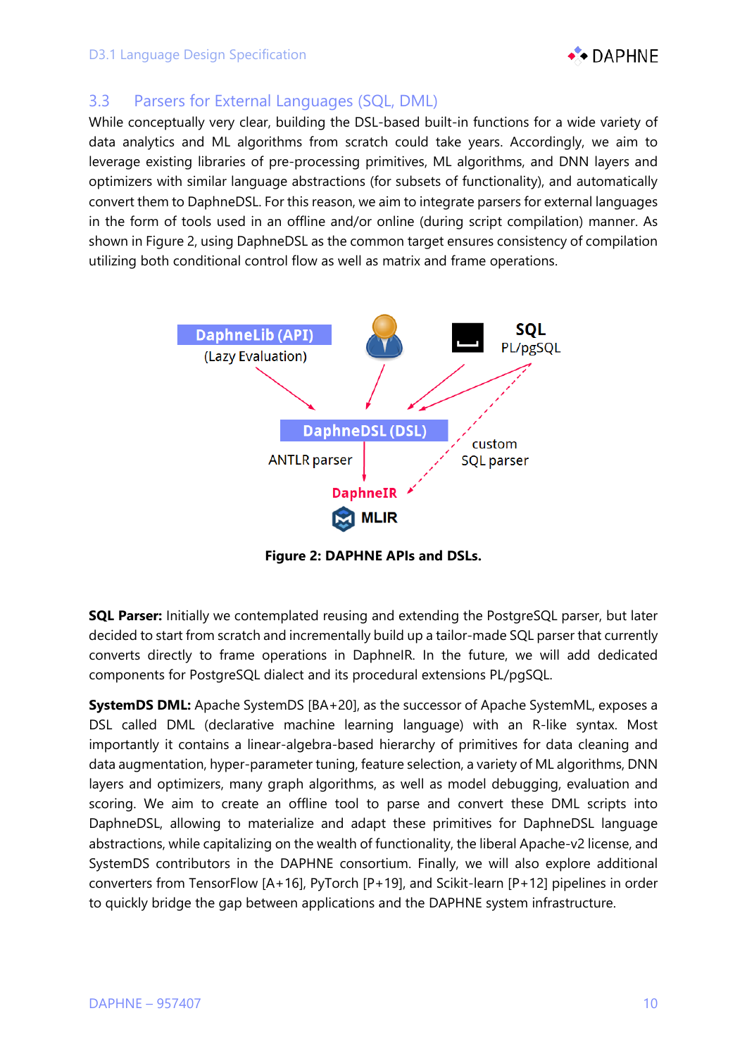## 3.3 Parsers for External Languages (SQL, DML)

While conceptually very clear, building the DSL-based built-in functions for a wide variety of data analytics and ML algorithms from scratch could take years. Accordingly, we aim to leverage existing libraries of pre-processing primitives, ML algorithms, and DNN layers and optimizers with similar language abstractions (for subsets of functionality), and automatically convert them to DaphneDSL. For this reason, we aim to integrate parsers for external languages in the form of tools used in an offline and/or online (during script compilation) manner. As shown in Figure 2, using DaphneDSL as the common target ensures consistency of compilation utilizing both conditional control flow as well as matrix and frame operations.

DaphneLib (API)
(Lazy Evaluation)

SQL
PL/pgSQL

DaphneDSL (DSL)

ANTLR parser

custom
SQL parser

DaphneIR

MLIR

**Figure 2: DAPHNE APIs and DSLs.**

**SQL Parser:** Initially we contemplated reusing and extending the PostgreSQL parser, but later decided to start from scratch and incrementally build up a tailor-made SQL parser that currently converts directly to frame operations in DaphneIR. In the future, we will add dedicated components for PostgreSQL dialect and its procedural extensions PL/pgSQL.

**SystemDS DML:** Apache SystemDS [BA+20], as the successor of Apache SystemML, exposes a DSL called DML (declarative machine learning language) with an R-like syntax. Most importantly it contains a linear-algebra-based hierarchy of primitives for data cleaning and data augmentation, hyper-parameter tuning, feature selection, a variety of ML algorithms, DNN layers and optimizers, many graph algorithms, as well as model debugging, evaluation and scoring. We aim to create an offline tool to parse and convert these DML scripts into DaphneDSL, allowing to materialize and adapt these primitives for DaphneDSL language abstractions, while capitalizing on the wealth of functionality, the liberal Apache-v2 license, and SystemDS contributors in the DAPHNE consortium. Finally, we will also explore additional converters from TensorFlow [A+16], PyTorch [P+19], and Scikit-learn [P+12] pipelines in order to quickly bridge the gap between applications and the DAPHNE system infrastructure.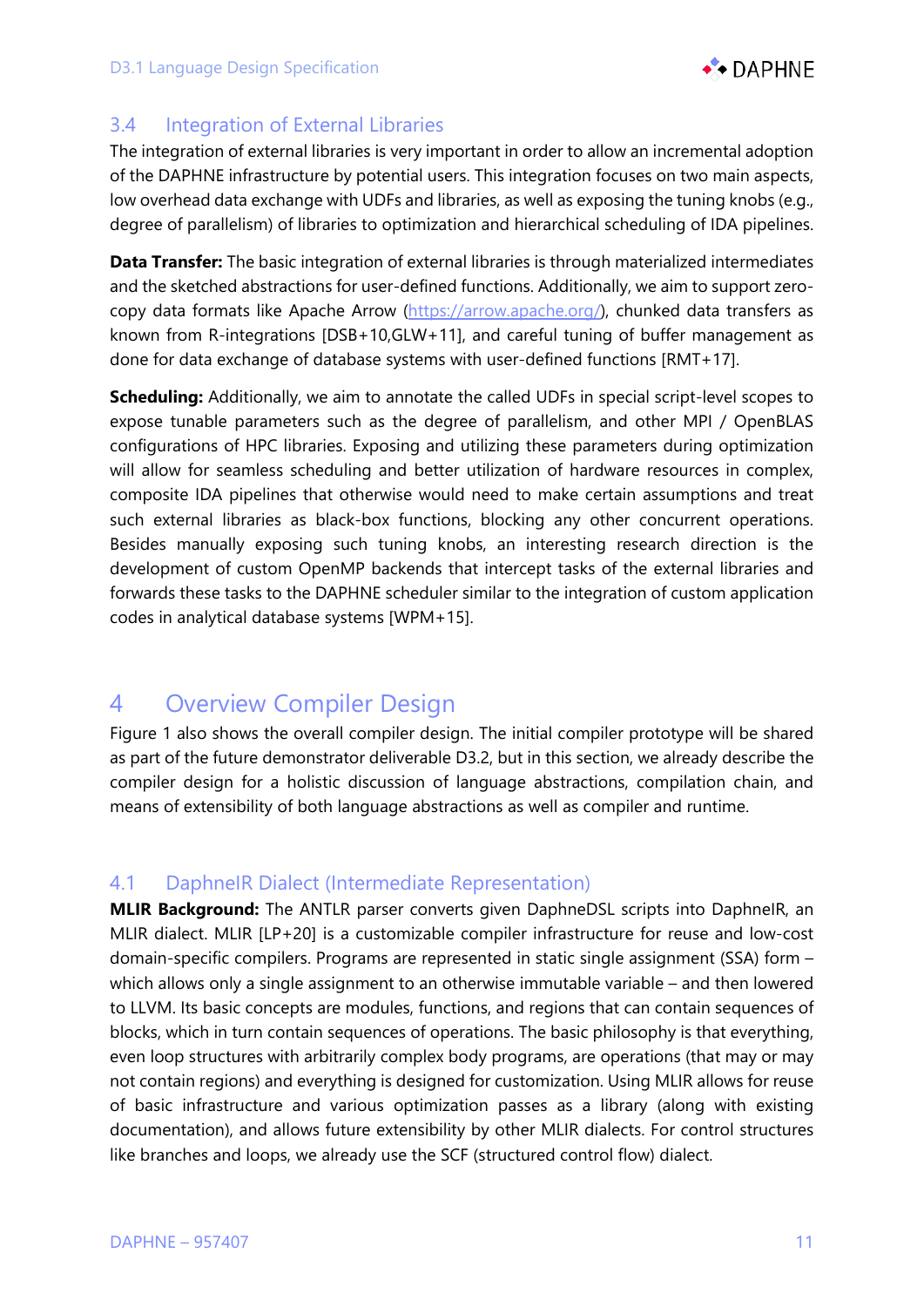## 3.4 Integration of External Libraries

The integration of external libraries is very important in order to allow an incremental adoption of the DAPHNE infrastructure by potential users. This integration focuses on two main aspects, low overhead data exchange with UDFs and libraries, as well as exposing the tuning knobs (e.g., degree of parallelism) of libraries to optimization and hierarchical scheduling of IDA pipelines.

**Data Transfer:** The basic integration of external libraries is through materialized intermediates and the sketched abstractions for user-defined functions. Additionally, we aim to support zero-copy data formats like Apache Arrow (https://arrow.apache.org/), chunked data transfers as known from R-integrations [DSB+10,GLW+11], and careful tuning of buffer management as done for data exchange of database systems with user-defined functions [RMT+17].

**Scheduling:** Additionally, we aim to annotate the called UDFs in special script-level scopes to expose tunable parameters such as the degree of parallelism, and other MPI / OpenBLAS configurations of HPC libraries. Exposing and utilizing these parameters during optimization will allow for seamless scheduling and better utilization of hardware resources in complex, composite IDA pipelines that otherwise would need to make certain assumptions and treat such external libraries as black-box functions, blocking any other concurrent operations. Besides manually exposing such tuning knobs, an interesting research direction is the development of custom OpenMP backends that intercept tasks of the external libraries and forwards these tasks to the DAPHNE scheduler similar to the integration of custom application codes in analytical database systems [WPM+15].

# 4 Overview Compiler Design

Figure 1 also shows the overall compiler design. The initial compiler prototype will be shared as part of the future demonstrator deliverable D3.2, but in this section, we already describe the compiler design for a holistic discussion of language abstractions, compilation chain, and means of extensibility of both language abstractions as well as compiler and runtime.

## 4.1 DaphneIR Dialect (Intermediate Representation)

**MLIR Background:** The ANTLR parser converts given DaphneDSL scripts into DaphneIR, an MLIR dialect. MLIR [LP+20] is a customizable compiler infrastructure for reuse and low-cost domain-specific compilers. Programs are represented in static single assignment (SSA) form – which allows only a single assignment to an otherwise immutable variable – and then lowered to LLVM. Its basic concepts are modules, functions, and regions that can contain sequences of blocks, which in turn contain sequences of operations. The basic philosophy is that everything, even loop structures with arbitrarily complex body programs, are operations (that may or may not contain regions) and everything is designed for customization. Using MLIR allows for reuse of basic infrastructure and various optimization passes as a library (along with existing documentation), and allows future extensibility by other MLIR dialects. For control structures like branches and loops, we already use the SCF (structured control flow) dialect.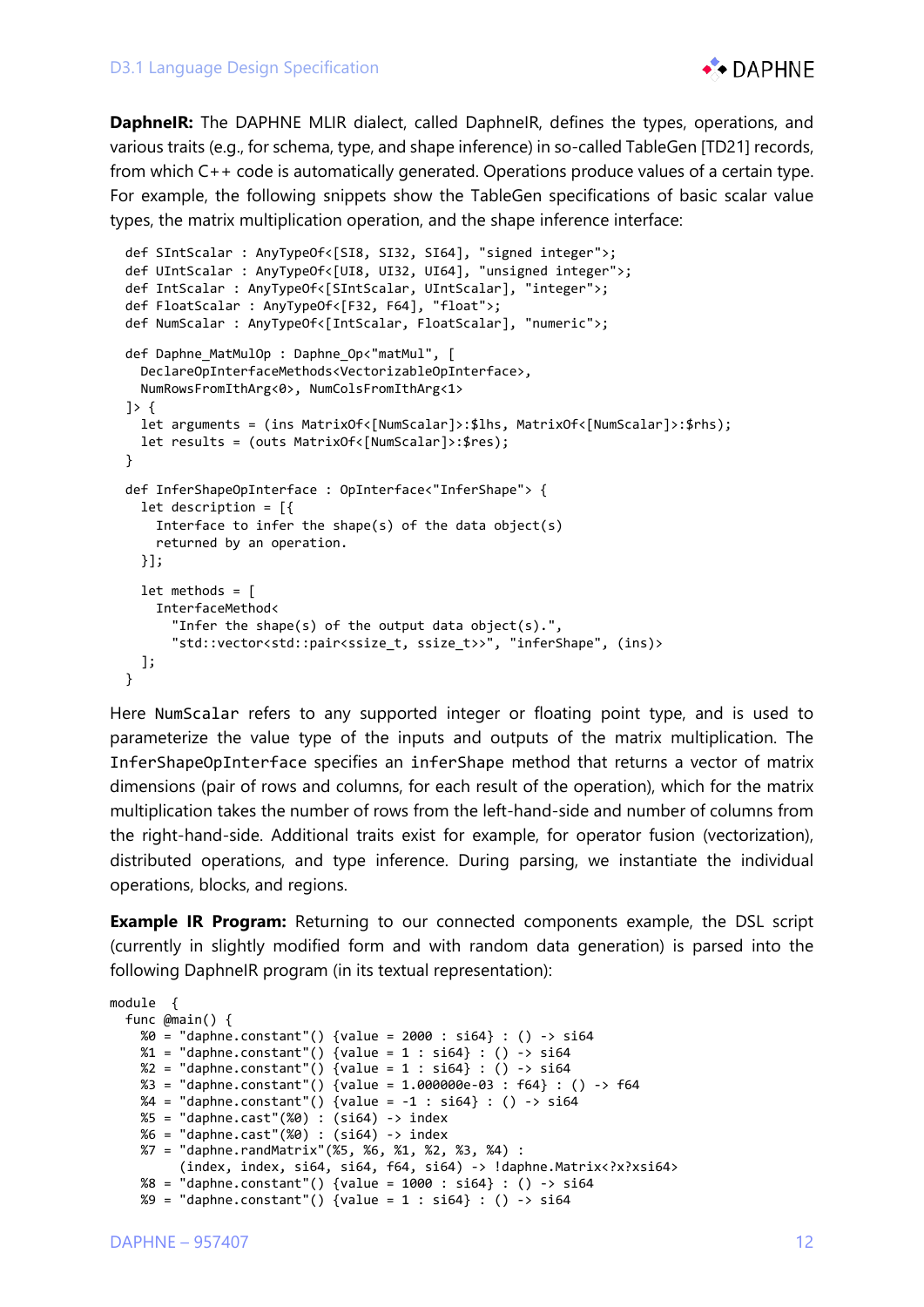**DaphneIR:** The DAPHNE MLIR dialect, called DaphneIR, defines the types, operations, and various traits (e.g., for schema, type, and shape inference) in so-called TableGen [TD21] records, from which C++ code is automatically generated. Operations produce values of a certain type. For example, the following snippets show the TableGen specifications of basic scalar value types, the matrix multiplication operation, and the shape inference interface:

```
def SIntScalar : AnyTypeOf<[SI8, SI32, SI64], "signed integer">;
def UIntScalar : AnyTypeOf<[UI8, UI32, UI64], "unsigned integer">;
def IntScalar : AnyTypeOf<[SIntScalar, UIntScalar], "integer">;
def FloatScalar : AnyTypeOf<[F32, F64], "float">;
def NumScalar : AnyTypeOf<[IntScalar, FloatScalar], "numeric">;

def Daphne_MatMulOp : Daphne_Op<"matMul", [
  DeclareOpInterfaceMethods<VectorizableOpInterface>,
  NumRowsFromIthArg<0>, NumColsFromIthArg<1>
]> {
  let arguments = (ins MatrixOf<[NumScalar]>:$lhs, MatrixOf<[NumScalar]>:$rhs);
  let results = (outs MatrixOf<[NumScalar]>:$res);
}

def InferShapeOpInterface : OpInterface<"InferShape"> {
  let description = [{
    Interface to infer the shape(s) of the data object(s)
    returned by an operation.
  }];

  let methods = [
    InterfaceMethod<
      "Infer the shape(s) of the output data object(s).",
      "std::vector<std::pair<ssize_t, ssize_t>>", "inferShape", (ins)>
  ];
}
```

Here `NumScalar` refers to any supported integer or floating point type, and is used to parameterize the value type of the inputs and outputs of the matrix multiplication. The `InferShapeOpInterface` specifies an `inferShape` method that returns a vector of matrix dimensions (pair of rows and columns, for each result of the operation), which for the matrix multiplication takes the number of rows from the left-hand-side and number of columns from the right-hand-side. Additional traits exist for example, for operator fusion (vectorization), distributed operations, and type inference. During parsing, we instantiate the individual operations, blocks, and regions.

**Example IR Program:** Returning to our connected components example, the DSL script (currently in slightly modified form and with random data generation) is parsed into the following DaphneIR program (in its textual representation):

```
module  {
  func @main() {
    %0 = "daphne.constant"() {value = 2000 : si64} : () -> si64
    %1 = "daphne.constant"() {value = 1 : si64} : () -> si64
    %2 = "daphne.constant"() {value = 1 : si64} : () -> si64
    %3 = "daphne.constant"() {value = 1.000000e-03 : f64} : () -> f64
    %4 = "daphne.constant"() {value = -1 : si64} : () -> si64
    %5 = "daphne.cast"(%0) : (si64) -> index
    %6 = "daphne.cast"(%0) : (si64) -> index
    %7 = "daphne.randMatrix"(%5, %6, %1, %2, %3, %4) :
         (index, index, si64, si64, f64, si64) -> !daphne.Matrix<?x?xsi64>
    %8 = "daphne.constant"() {value = 1000 : si64} : () -> si64
    %9 = "daphne.constant"() {value = 1 : si64} : () -> si64
```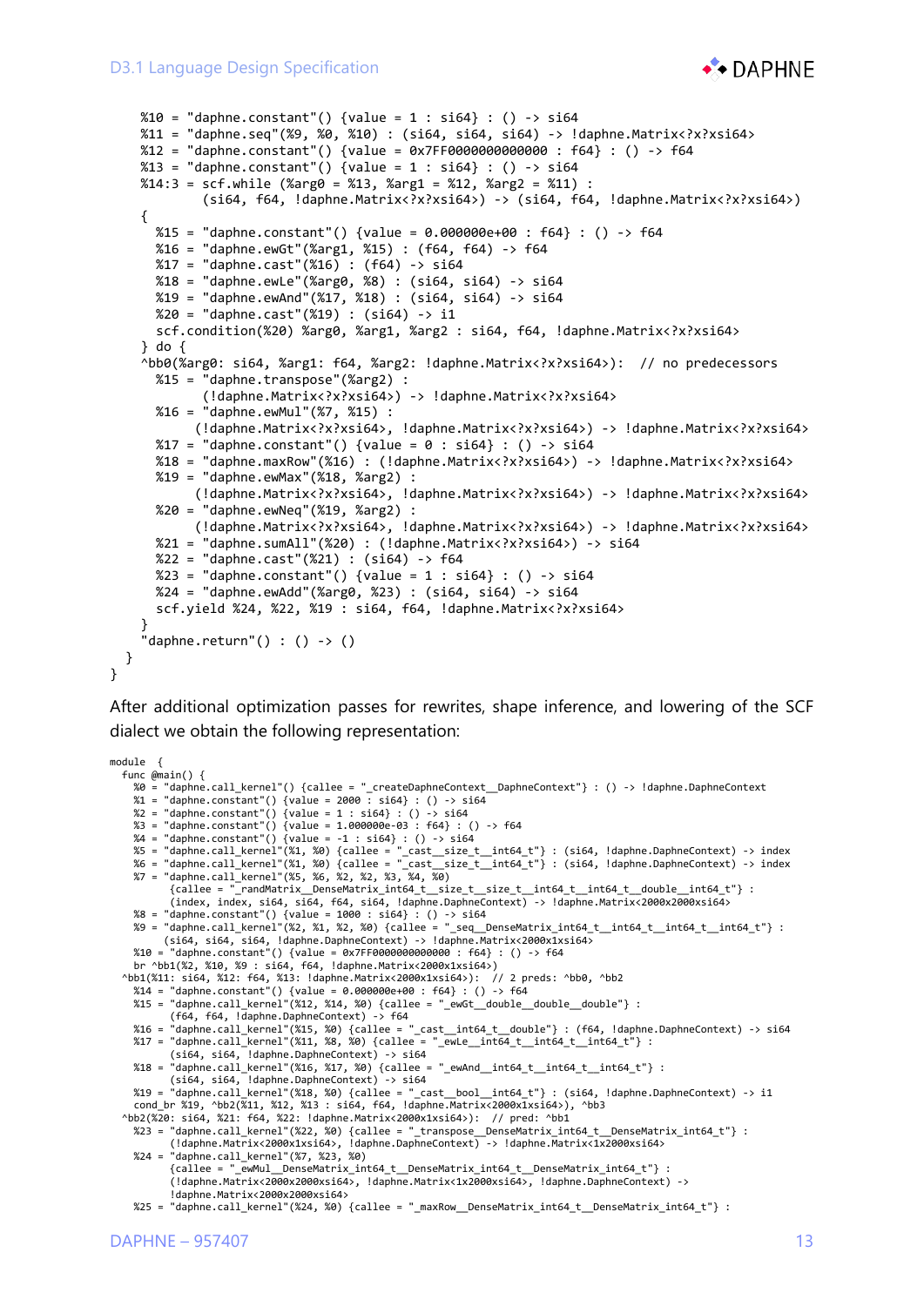```
    %10 = "daphne.constant"() {value = 1 : si64} : () -> si64
    %11 = "daphne.seq"(%9, %0, %10) : (si64, si64, si64) -> !daphne.Matrix<?x?xsi64>
    %12 = "daphne.constant"() {value = 0x7FF0000000000000 : f64} : () -> f64
    %13 = "daphne.constant"() {value = 1 : si64} : () -> si64
    %14:3 = scf.while (%arg0 = %13, %arg1 = %12, %arg2 = %11) :
            (si64, f64, !daphne.Matrix<?x?xsi64>) -> (si64, f64, !daphne.Matrix<?x?xsi64>)
    {
      %15 = "daphne.constant"() {value = 0.000000e+00 : f64} : () -> f64
      %16 = "daphne.ewGt"(%arg1, %15) : (f64, f64) -> f64
      %17 = "daphne.cast"(%16) : (f64) -> si64
      %18 = "daphne.ewLe"(%arg0, %8) : (si64, si64) -> si64
      %19 = "daphne.ewAnd"(%17, %18) : (si64, si64) -> si64
      %20 = "daphne.cast"(%19) : (si64) -> i1
      scf.condition(%20) %arg0, %arg1, %arg2 : si64, f64, !daphne.Matrix<?x?xsi64>
    } do {
    ^bb0(%arg0: si64, %arg1: f64, %arg2: !daphne.Matrix<?x?xsi64>):  // no predecessors
      %15 = "daphne.transpose"(%arg2) :
            (!daphne.Matrix<?x?xsi64>) -> !daphne.Matrix<?x?xsi64>
      %16 = "daphne.ewMul"(%7, %15) :
           (!daphne.Matrix<?x?xsi64>, !daphne.Matrix<?x?xsi64>) -> !daphne.Matrix<?x?xsi64>
      %17 = "daphne.constant"() {value = 0 : si64} : () -> si64
      %18 = "daphne.maxRow"(%16) : (!daphne.Matrix<?x?xsi64>) -> !daphne.Matrix<?x?xsi64>
      %19 = "daphne.ewMax"(%18, %arg2) :
           (!daphne.Matrix<?x?xsi64>, !daphne.Matrix<?x?xsi64>) -> !daphne.Matrix<?x?xsi64>
      %20 = "daphne.ewNeq"(%19, %arg2) :
           (!daphne.Matrix<?x?xsi64>, !daphne.Matrix<?x?xsi64>) -> !daphne.Matrix<?x?xsi64>
      %21 = "daphne.sumAll"(%20) : (!daphne.Matrix<?x?xsi64>) -> si64
      %22 = "daphne.cast"(%21) : (si64) -> f64
      %23 = "daphne.constant"() {value = 1 : si64} : () -> si64
      %24 = "daphne.ewAdd"(%arg0, %23) : (si64, si64) -> si64
      scf.yield %24, %22, %19 : si64, f64, !daphne.Matrix<?x?xsi64>
    }
    "daphne.return"() : () -> ()
  }
}
```

After additional optimization passes for rewrites, shape inference, and lowering of the SCF dialect we obtain the following representation:

```
module  {
  func @main() {
    %0 = "daphne.call_kernel"() {callee = "_createDaphneContext__DaphneContext"} : () -> !daphne.DaphneContext
    %1 = "daphne.constant"() {value = 2000 : si64} : () -> si64
    %2 = "daphne.constant"() {value = 1 : si64} : () -> si64
    %3 = "daphne.constant"() {value = 1.000000e-03 : f64} : () -> f64
    %4 = "daphne.constant"() {value = -1 : si64} : () -> si64
    %5 = "daphne.call_kernel"(%1, %0) {callee = "_cast__size_t__int64_t"} : (si64, !daphne.DaphneContext) -> index
    %6 = "daphne.call_kernel"(%1, %0) {callee = "_cast__size_t__int64_t"} : (si64, !daphne.DaphneContext) -> index
    %7 = "daphne.call_kernel"(%5, %6, %2, %2, %3, %4, %0)
         {callee = "_randMatrix__DenseMatrix_int64_t__size_t__size_t__int64_t__int64_t__double__int64_t"} :
         (index, index, si64, si64, f64, si64, !daphne.DaphneContext) -> !daphne.Matrix<2000x2000xsi64>
    %8 = "daphne.constant"() {value = 1000 : si64} : () -> si64
    %9 = "daphne.call_kernel"(%2, %1, %2, %0) {callee = "_seq__DenseMatrix_int64_t__int64_t__int64_t__int64_t"} :
        (si64, si64, si64, !daphne.DaphneContext) -> !daphne.Matrix<2000x1xsi64>
    %10 = "daphne.constant"() {value = 0x7FF0000000000000 : f64} : () -> f64
    br ^bb1(%2, %10, %9 : si64, f64, !daphne.Matrix<2000x1xsi64>)
  ^bb1(%11: si64, %12: f64, %13: !daphne.Matrix<2000x1xsi64>):  // 2 preds: ^bb0, ^bb2
    %14 = "daphne.constant"() {value = 0.000000e+00 : f64} : () -> f64
    %15 = "daphne.call_kernel"(%12, %14, %0) {callee = "_ewGt__double__double__double"} :
         (f64, f64, !daphne.DaphneContext) -> f64
    %16 = "daphne.call_kernel"(%15, %0) {callee = "_cast__int64_t__double"} : (f64, !daphne.DaphneContext) -> si64
    %17 = "daphne.call_kernel"(%11, %8, %0) {callee = "_ewLe__int64_t__int64_t__int64_t"} :
         (si64, si64, !daphne.DaphneContext) -> si64
    %18 = "daphne.call_kernel"(%16, %17, %0) {callee = "_ewAnd__int64_t__int64_t__int64_t"} :
         (si64, si64, !daphne.DaphneContext) -> si64
    %19 = "daphne.call_kernel"(%18, %0) {callee = "_cast__bool__int64_t"} : (si64, !daphne.DaphneContext) -> i1
    cond_br %19, ^bb2(%11, %12, %13 : si64, f64, !daphne.Matrix<2000x1xsi64>), ^bb3
  ^bb2(%20: si64, %21: f64, %22: !daphne.Matrix<2000x1xsi64>):  // pred: ^bb1
    %23 = "daphne.call_kernel"(%22, %0) {callee = "_transpose__DenseMatrix_int64_t__DenseMatrix_int64_t"} :
         (!daphne.Matrix<2000x1xsi64>, !daphne.DaphneContext) -> !daphne.Matrix<1x2000xsi64>
    %24 = "daphne.call_kernel"(%7, %23, %0)
         {callee = "_ewMul__DenseMatrix_int64_t__DenseMatrix_int64_t__DenseMatrix_int64_t"} :
         (!daphne.Matrix<2000x2000xsi64>, !daphne.Matrix<1x2000xsi64>, !daphne.DaphneContext) ->
         !daphne.Matrix<2000x2000xsi64>
    %25 = "daphne.call_kernel"(%24, %0) {callee = "_maxRow__DenseMatrix_int64_t__DenseMatrix_int64_t"} :
```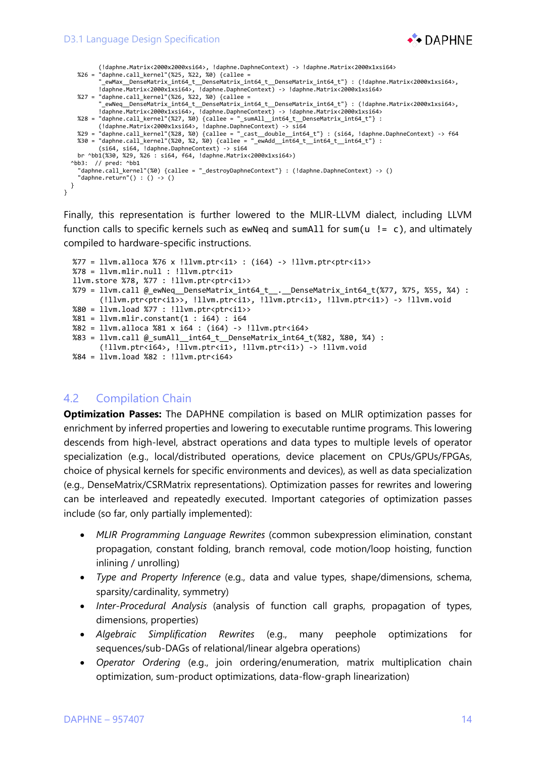```
        (!daphne.Matrix<2000x2000xsi64>, !daphne.DaphneContext) -> !daphne.Matrix<2000x1xsi64>
    %26 = "daphne.call_kernel"(%25, %22, %0) {callee =
        "_ewMax__DenseMatrix_int64_t__DenseMatrix_int64_t__DenseMatrix_int64_t"} : (!daphne.Matrix<2000x1xsi64>,
        !daphne.Matrix<2000x1xsi64>, !daphne.DaphneContext) -> !daphne.Matrix<2000x1xsi64>
    %27 = "daphne.call_kernel"(%26, %22, %0) {callee =
        "_ewNeq__DenseMatrix_int64_t__DenseMatrix_int64_t__DenseMatrix_int64_t"} : (!daphne.Matrix<2000x1xsi64>,
        !daphne.Matrix<2000x1xsi64>, !daphne.DaphneContext) -> !daphne.Matrix<2000x1xsi64>
    %28 = "daphne.call_kernel"(%27, %0) {callee = "_sumAll__int64_t__DenseMatrix_int64_t"} :
        (!daphne.Matrix<2000x1xsi64>, !daphne.DaphneContext) -> si64
    %29 = "daphne.call_kernel"(%28, %0) {callee = "_cast__double__int64_t"} : (si64, !daphne.DaphneContext) -> f64
    %30 = "daphne.call_kernel"(%20, %2, %0) {callee = "_ewAdd__int64_t__int64_t__int64_t"} :
        (si64, si64, !daphne.DaphneContext) -> si64
    br ^bb1(%30, %29, %26 : si64, f64, !daphne.Matrix<2000x1xsi64>)
  ^bb3:  // pred: ^bb1
    "daphne.call_kernel"(%0) {callee = "_destroyDaphneContext"} : (!daphne.DaphneContext) -> ()
    "daphne.return"() : () -> ()
  }
}
```

Finally, this representation is further lowered to the MLIR-LLVM dialect, including LLVM function calls to specific kernels such as ewNeq and sumAll for sum(u != c), and ultimately compiled to hardware-specific instructions.

```
%77 = llvm.alloca %76 x !llvm.ptr<i1> : (i64) -> !llvm.ptr<ptr<i1>>
%78 = llvm.mlir.null : !llvm.ptr<i1>
llvm.store %78, %77 : !llvm.ptr<ptr<i1>>
%79 = llvm.call @_ewNeq__DenseMatrix_int64_t__.__DenseMatrix_int64_t(%77, %75, %55, %4) :
      (!llvm.ptr<ptr<i1>>, !llvm.ptr<i1>, !llvm.ptr<i1>, !llvm.ptr<i1>) -> !llvm.void
%80 = llvm.load %77 : !llvm.ptr<ptr<i1>>
%81 = llvm.mlir.constant(1 : i64) : i64
%82 = llvm.alloca %81 x i64 : (i64) -> !llvm.ptr<i64>
%83 = llvm.call @_sumAll__int64_t__DenseMatrix_int64_t(%82, %80, %4) :
      (!llvm.ptr<i64>, !llvm.ptr<i1>, !llvm.ptr<i1>) -> !llvm.void
%84 = llvm.load %82 : !llvm.ptr<i64>
```

## 4.2 Compilation Chain

**Optimization Passes:** The DAPHNE compilation is based on MLIR optimization passes for enrichment by inferred properties and lowering to executable runtime programs. This lowering descends from high-level, abstract operations and data types to multiple levels of operator specialization (e.g., local/distributed operations, device placement on CPUs/GPUs/FPGAs, choice of physical kernels for specific environments and devices), as well as data specialization (e.g., DenseMatrix/CSRMatrix representations). Optimization passes for rewrites and lowering can be interleaved and repeatedly executed. Important categories of optimization passes include (so far, only partially implemented):

- *MLIR Programming Language Rewrites* (common subexpression elimination, constant propagation, constant folding, branch removal, code motion/loop hoisting, function inlining / unrolling)
- *Type and Property Inference* (e.g., data and value types, shape/dimensions, schema, sparsity/cardinality, symmetry)
- *Inter-Procedural Analysis* (analysis of function call graphs, propagation of types, dimensions, properties)
- *Algebraic Simplification Rewrites* (e.g., many peephole optimizations for sequences/sub-DAGs of relational/linear algebra operations)
- *Operator Ordering* (e.g., join ordering/enumeration, matrix multiplication chain optimization, sum-product optimizations, data-flow-graph linearization)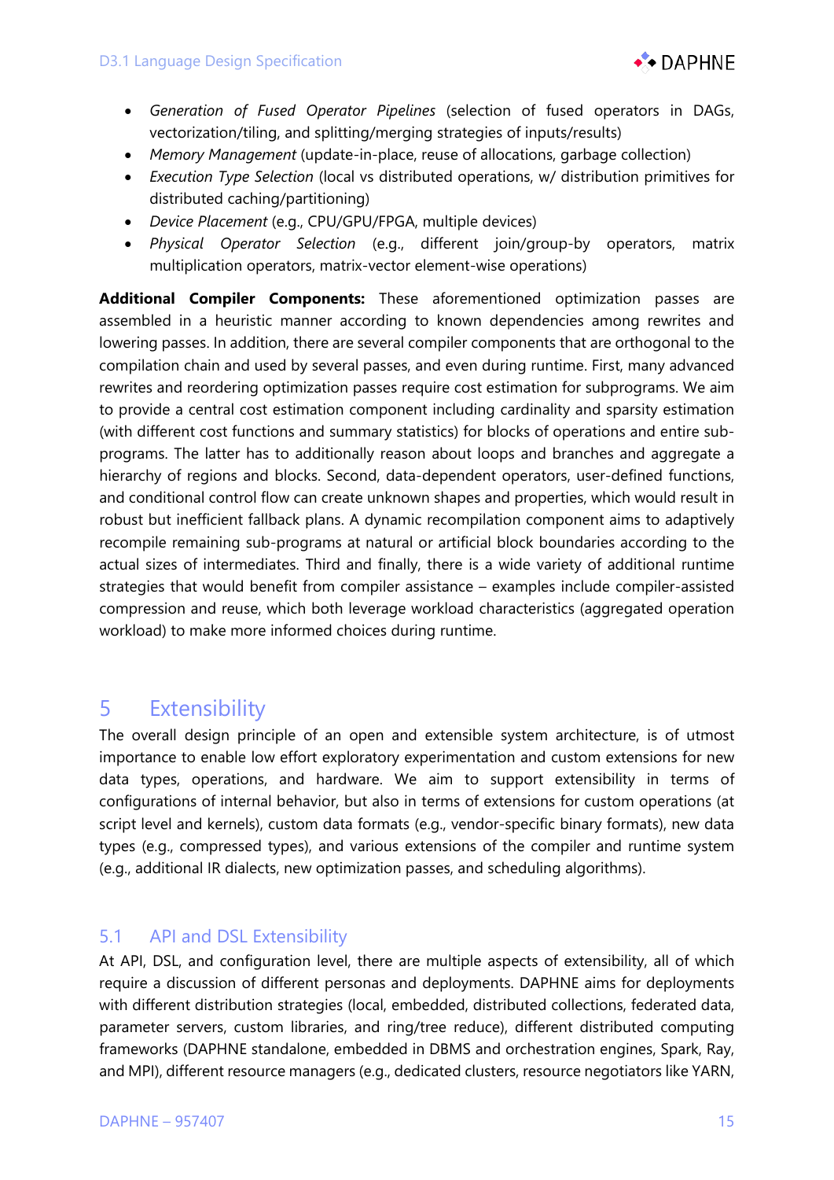- *Generation of Fused Operator Pipelines* (selection of fused operators in DAGs, vectorization/tiling, and splitting/merging strategies of inputs/results)
- *Memory Management* (update-in-place, reuse of allocations, garbage collection)
- *Execution Type Selection* (local vs distributed operations, w/ distribution primitives for distributed caching/partitioning)
- *Device Placement* (e.g., CPU/GPU/FPGA, multiple devices)
- *Physical Operator Selection* (e.g., different join/group-by operators, matrix multiplication operators, matrix-vector element-wise operations)

**Additional Compiler Components:** These aforementioned optimization passes are assembled in a heuristic manner according to known dependencies among rewrites and lowering passes. In addition, there are several compiler components that are orthogonal to the compilation chain and used by several passes, and even during runtime. First, many advanced rewrites and reordering optimization passes require cost estimation for subprograms. We aim to provide a central cost estimation component including cardinality and sparsity estimation (with different cost functions and summary statistics) for blocks of operations and entire sub-programs. The latter has to additionally reason about loops and branches and aggregate a hierarchy of regions and blocks. Second, data-dependent operators, user-defined functions, and conditional control flow can create unknown shapes and properties, which would result in robust but inefficient fallback plans. A dynamic recompilation component aims to adaptively recompile remaining sub-programs at natural or artificial block boundaries according to the actual sizes of intermediates. Third and finally, there is a wide variety of additional runtime strategies that would benefit from compiler assistance – examples include compiler-assisted compression and reuse, which both leverage workload characteristics (aggregated operation workload) to make more informed choices during runtime.

# 5 Extensibility

The overall design principle of an open and extensible system architecture, is of utmost importance to enable low effort exploratory experimentation and custom extensions for new data types, operations, and hardware. We aim to support extensibility in terms of configurations of internal behavior, but also in terms of extensions for custom operations (at script level and kernels), custom data formats (e.g., vendor-specific binary formats), new data types (e.g., compressed types), and various extensions of the compiler and runtime system (e.g., additional IR dialects, new optimization passes, and scheduling algorithms).

## 5.1 API and DSL Extensibility

At API, DSL, and configuration level, there are multiple aspects of extensibility, all of which require a discussion of different personas and deployments. DAPHNE aims for deployments with different distribution strategies (local, embedded, distributed collections, federated data, parameter servers, custom libraries, and ring/tree reduce), different distributed computing frameworks (DAPHNE standalone, embedded in DBMS and orchestration engines, Spark, Ray, and MPI), different resource managers (e.g., dedicated clusters, resource negotiators like YARN,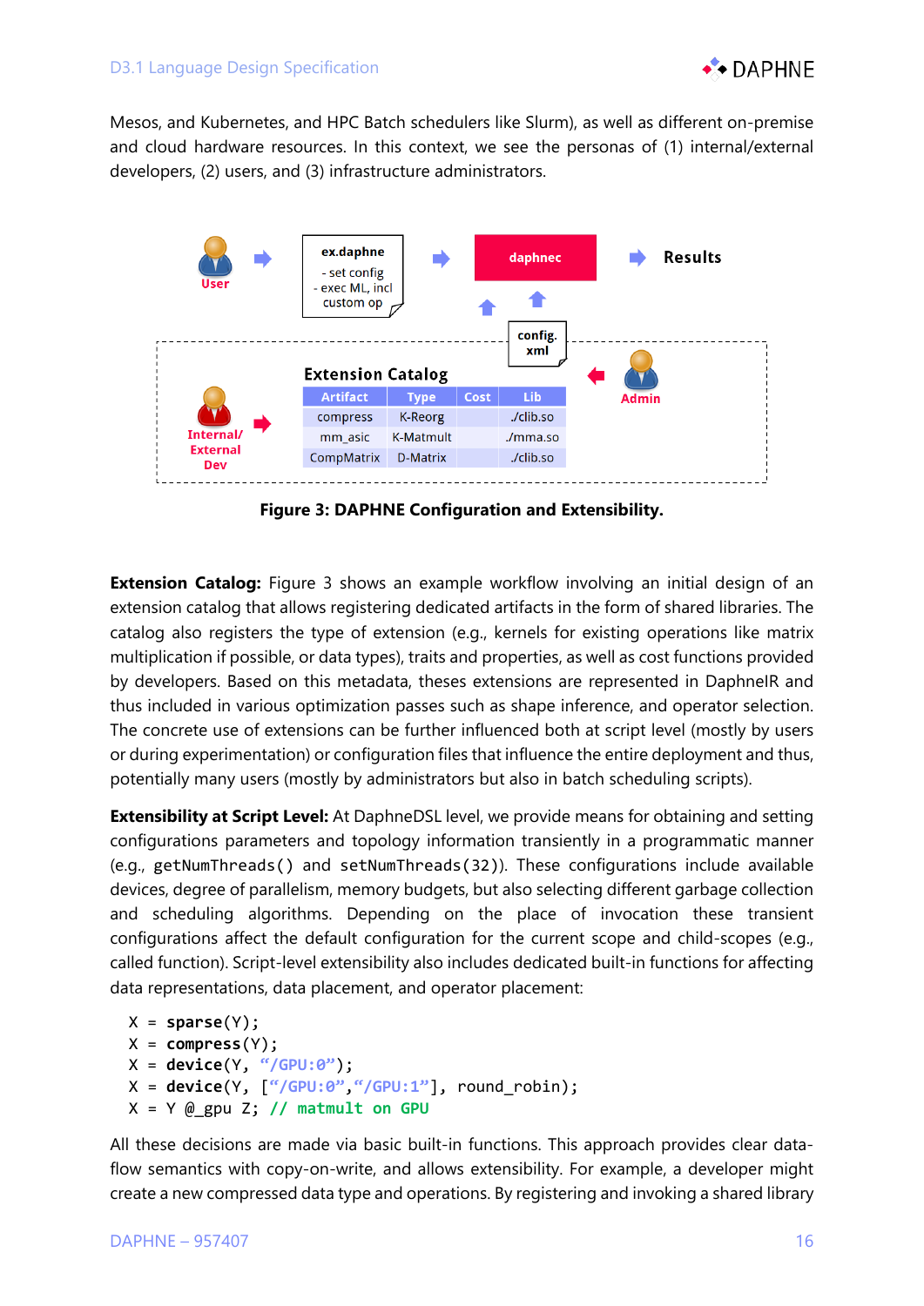Mesos, and Kubernetes, and HPC Batch schedulers like Slurm), as well as different on-premise and cloud hardware resources. In this context, we see the personas of (1) internal/external developers, (2) users, and (3) infrastructure administrators.

**Extension Catalog**

| Artifact | Type | Cost | Lib |
|---|---|---|---|
| compress | K-Reorg | | ./clib.so |
| mm_asic | K-Matmult | | ./mma.so |
| CompMatrix | D-Matrix | | ./clib.so |

**Figure 3: DAPHNE Configuration and Extensibility.**

**Extension Catalog:** Figure 3 shows an example workflow involving an initial design of an extension catalog that allows registering dedicated artifacts in the form of shared libraries. The catalog also registers the type of extension (e.g., kernels for existing operations like matrix multiplication if possible, or data types), traits and properties, as well as cost functions provided by developers. Based on this metadata, theses extensions are represented in DaphneIR and thus included in various optimization passes such as shape inference, and operator selection. The concrete use of extensions can be further influenced both at script level (mostly by users or during experimentation) or configuration files that influence the entire deployment and thus, potentially many users (mostly by administrators but also in batch scheduling scripts).

**Extensibility at Script Level:** At DaphneDSL level, we provide means for obtaining and setting configurations parameters and topology information transiently in a programmatic manner (e.g., `getNumThreads()` and `setNumThreads(32)`). These configurations include available devices, degree of parallelism, memory budgets, but also selecting different garbage collection and scheduling algorithms. Depending on the place of invocation these transient configurations affect the default configuration for the current scope and child-scopes (e.g., called function). Script-level extensibility also includes dedicated built-in functions for affecting data representations, data placement, and operator placement:

```
X = sparse(Y);
X = compress(Y);
X = device(Y, "/GPU:0");
X = device(Y, ["/GPU:0","/GPU:1"], round_robin);
X = Y @_gpu Z; // matmult on GPU
```

All these decisions are made via basic built-in functions. This approach provides clear data-flow semantics with copy-on-write, and allows extensibility. For example, a developer might create a new compressed data type and operations. By registering and invoking a shared library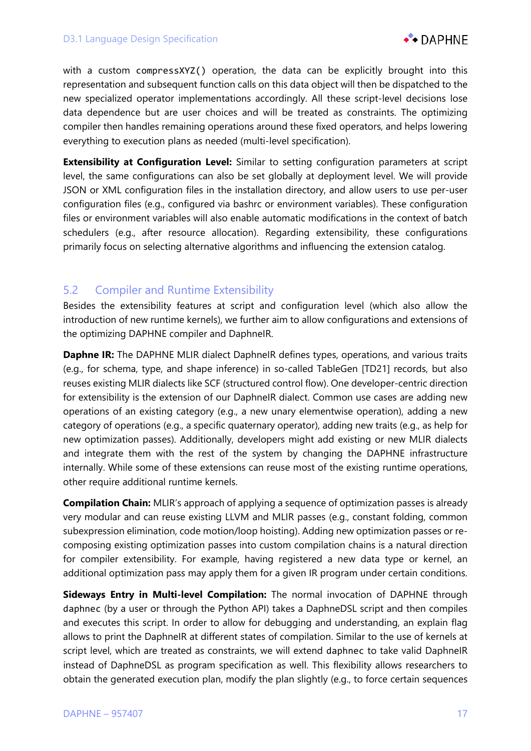with a custom `compressXYZ()` operation, the data can be explicitly brought into this representation and subsequent function calls on this data object will then be dispatched to the new specialized operator implementations accordingly. All these script-level decisions lose data dependence but are user choices and will be treated as constraints. The optimizing compiler then handles remaining operations around these fixed operators, and helps lowering everything to execution plans as needed (multi-level specification).

**Extensibility at Configuration Level:** Similar to setting configuration parameters at script level, the same configurations can also be set globally at deployment level. We will provide JSON or XML configuration files in the installation directory, and allow users to use per-user configuration files (e.g., configured via bashrc or environment variables). These configuration files or environment variables will also enable automatic modifications in the context of batch schedulers (e.g., after resource allocation). Regarding extensibility, these configurations primarily focus on selecting alternative algorithms and influencing the extension catalog.

## 5.2 Compiler and Runtime Extensibility

Besides the extensibility features at script and configuration level (which also allow the introduction of new runtime kernels), we further aim to allow configurations and extensions of the optimizing DAPHNE compiler and DaphneIR.

**Daphne IR:** The DAPHNE MLIR dialect DaphneIR defines types, operations, and various traits (e.g., for schema, type, and shape inference) in so-called TableGen [TD21] records, but also reuses existing MLIR dialects like SCF (structured control flow). One developer-centric direction for extensibility is the extension of our DaphneIR dialect. Common use cases are adding new operations of an existing category (e.g., a new unary elementwise operation), adding a new category of operations (e.g., a specific quaternary operator), adding new traits (e.g., as help for new optimization passes). Additionally, developers might add existing or new MLIR dialects and integrate them with the rest of the system by changing the DAPHNE infrastructure internally. While some of these extensions can reuse most of the existing runtime operations, other require additional runtime kernels.

**Compilation Chain:** MLIR's approach of applying a sequence of optimization passes is already very modular and can reuse existing LLVM and MLIR passes (e.g., constant folding, common subexpression elimination, code motion/loop hoisting). Adding new optimization passes or re-composing existing optimization passes into custom compilation chains is a natural direction for compiler extensibility. For example, having registered a new data type or kernel, an additional optimization pass may apply them for a given IR program under certain conditions.

**Sideways Entry in Multi-level Compilation:** The normal invocation of DAPHNE through `daphnec` (by a user or through the Python API) takes a DaphneDSL script and then compiles and executes this script. In order to allow for debugging and understanding, an explain flag allows to print the DaphneIR at different states of compilation. Similar to the use of kernels at script level, which are treated as constraints, we will extend `daphnec` to take valid DaphneIR instead of DaphneDSL as program specification as well. This flexibility allows researchers to obtain the generated execution plan, modify the plan slightly (e.g., to force certain sequences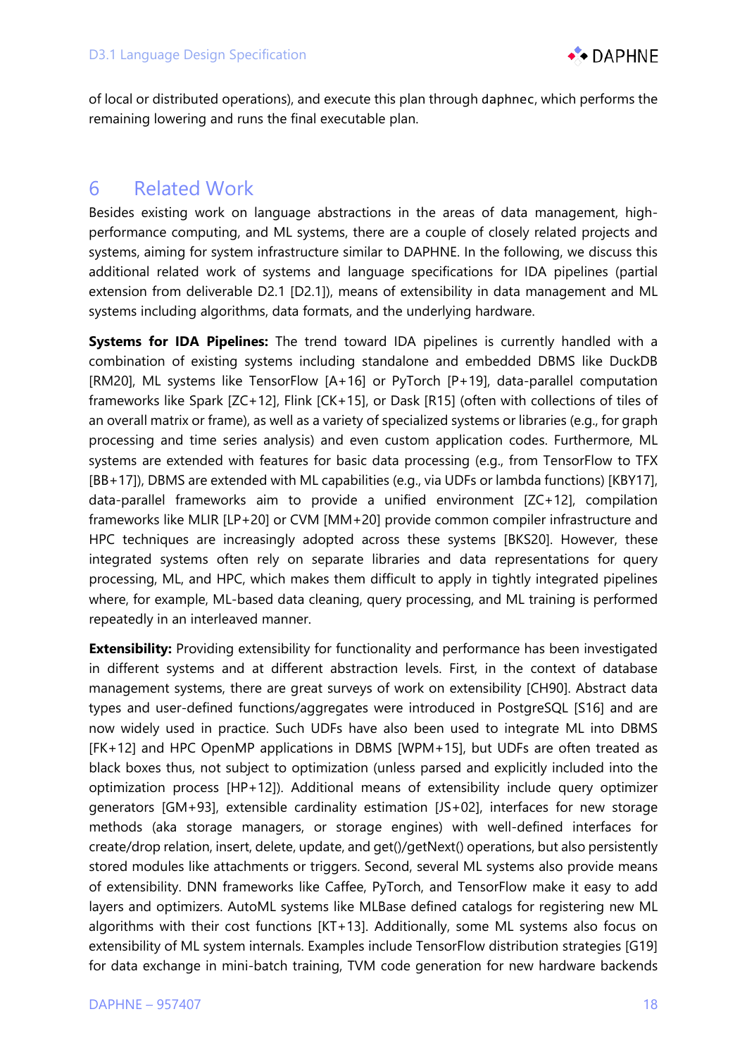of local or distributed operations), and execute this plan through daphnec, which performs the remaining lowering and runs the final executable plan.

# 6 Related Work

Besides existing work on language abstractions in the areas of data management, high-performance computing, and ML systems, there are a couple of closely related projects and systems, aiming for system infrastructure similar to DAPHNE. In the following, we discuss this additional related work of systems and language specifications for IDA pipelines (partial extension from deliverable D2.1 [D2.1]), means of extensibility in data management and ML systems including algorithms, data formats, and the underlying hardware.

**Systems for IDA Pipelines:** The trend toward IDA pipelines is currently handled with a combination of existing systems including standalone and embedded DBMS like DuckDB [RM20], ML systems like TensorFlow [A+16] or PyTorch [P+19], data-parallel computation frameworks like Spark [ZC+12], Flink [CK+15], or Dask [R15] (often with collections of tiles of an overall matrix or frame), as well as a variety of specialized systems or libraries (e.g., for graph processing and time series analysis) and even custom application codes. Furthermore, ML systems are extended with features for basic data processing (e.g., from TensorFlow to TFX [BB+17]), DBMS are extended with ML capabilities (e.g., via UDFs or lambda functions) [KBY17], data-parallel frameworks aim to provide a unified environment [ZC+12], compilation frameworks like MLIR [LP+20] or CVM [MM+20] provide common compiler infrastructure and HPC techniques are increasingly adopted across these systems [BKS20]. However, these integrated systems often rely on separate libraries and data representations for query processing, ML, and HPC, which makes them difficult to apply in tightly integrated pipelines where, for example, ML-based data cleaning, query processing, and ML training is performed repeatedly in an interleaved manner.

**Extensibility:** Providing extensibility for functionality and performance has been investigated in different systems and at different abstraction levels. First, in the context of database management systems, there are great surveys of work on extensibility [CH90]. Abstract data types and user-defined functions/aggregates were introduced in PostgreSQL [S16] and are now widely used in practice. Such UDFs have also been used to integrate ML into DBMS [FK+12] and HPC OpenMP applications in DBMS [WPM+15], but UDFs are often treated as black boxes thus, not subject to optimization (unless parsed and explicitly included into the optimization process [HP+12]). Additional means of extensibility include query optimizer generators [GM+93], extensible cardinality estimation [JS+02], interfaces for new storage methods (aka storage managers, or storage engines) with well-defined interfaces for create/drop relation, insert, delete, update, and get()/getNext() operations, but also persistently stored modules like attachments or triggers. Second, several ML systems also provide means of extensibility. DNN frameworks like Caffee, PyTorch, and TensorFlow make it easy to add layers and optimizers. AutoML systems like MLBase defined catalogs for registering new ML algorithms with their cost functions [KT+13]. Additionally, some ML systems also focus on extensibility of ML system internals. Examples include TensorFlow distribution strategies [G19] for data exchange in mini-batch training, TVM code generation for new hardware backends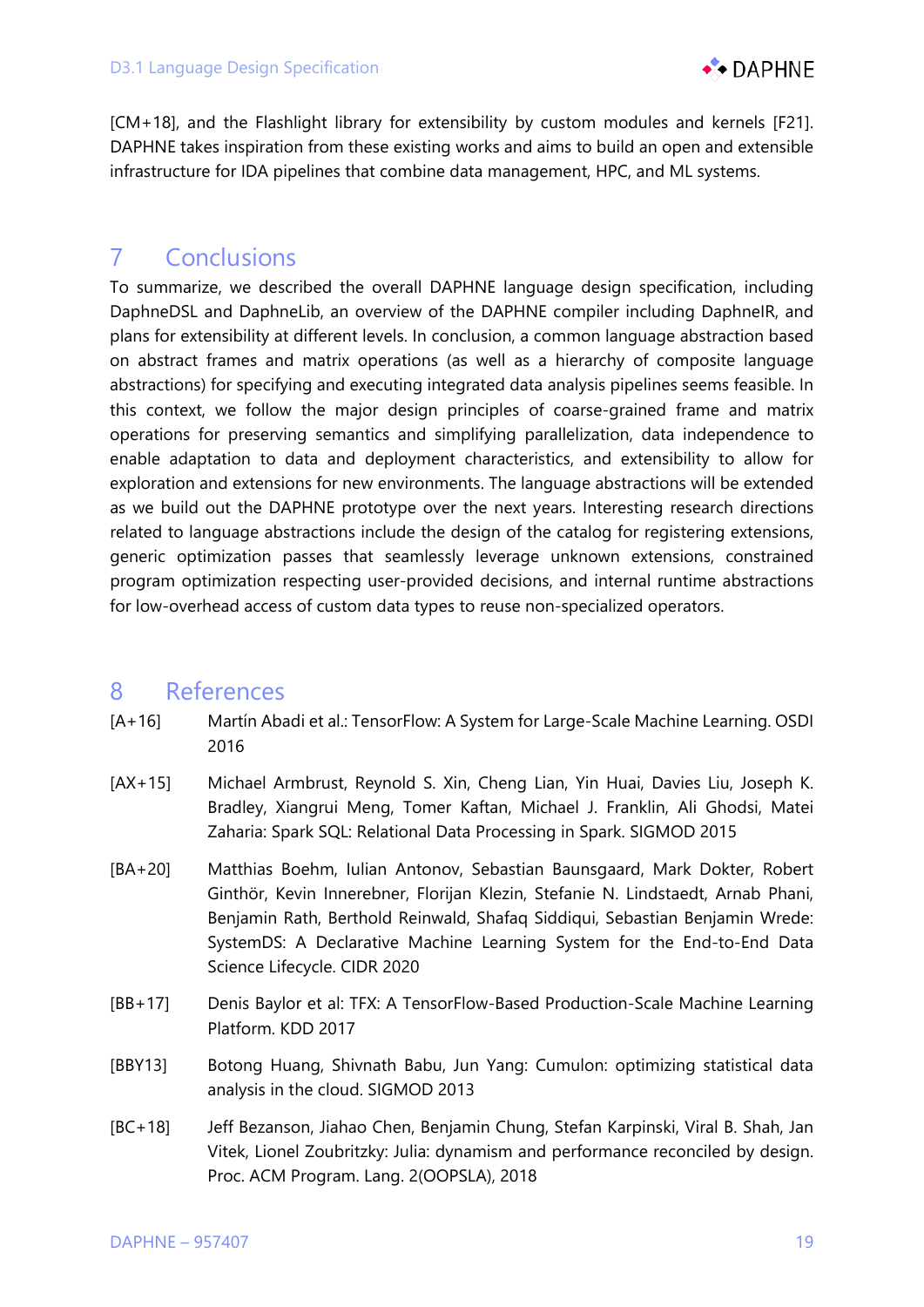[CM+18], and the Flashlight library for extensibility by custom modules and kernels [F21]. DAPHNE takes inspiration from these existing works and aims to build an open and extensible infrastructure for IDA pipelines that combine data management, HPC, and ML systems.

# 7 Conclusions

To summarize, we described the overall DAPHNE language design specification, including DaphneDSL and DaphneLib, an overview of the DAPHNE compiler including DaphneIR, and plans for extensibility at different levels. In conclusion, a common language abstraction based on abstract frames and matrix operations (as well as a hierarchy of composite language abstractions) for specifying and executing integrated data analysis pipelines seems feasible. In this context, we follow the major design principles of coarse-grained frame and matrix operations for preserving semantics and simplifying parallelization, data independence to enable adaptation to data and deployment characteristics, and extensibility to allow for exploration and extensions for new environments. The language abstractions will be extended as we build out the DAPHNE prototype over the next years. Interesting research directions related to language abstractions include the design of the catalog for registering extensions, generic optimization passes that seamlessly leverage unknown extensions, constrained program optimization respecting user-provided decisions, and internal runtime abstractions for low-overhead access of custom data types to reuse non-specialized operators.

# 8 References

[A+16] Martín Abadi et al.: TensorFlow: A System for Large-Scale Machine Learning. OSDI 2016

[AX+15] Michael Armbrust, Reynold S. Xin, Cheng Lian, Yin Huai, Davies Liu, Joseph K. Bradley, Xiangrui Meng, Tomer Kaftan, Michael J. Franklin, Ali Ghodsi, Matei Zaharia: Spark SQL: Relational Data Processing in Spark. SIGMOD 2015

[BA+20] Matthias Boehm, Iulian Antonov, Sebastian Baunsgaard, Mark Dokter, Robert Ginthör, Kevin Innerebner, Florijan Klezin, Stefanie N. Lindstaedt, Arnab Phani, Benjamin Rath, Berthold Reinwald, Shafaq Siddiqui, Sebastian Benjamin Wrede: SystemDS: A Declarative Machine Learning System for the End-to-End Data Science Lifecycle. CIDR 2020

[BB+17] Denis Baylor et al: TFX: A TensorFlow-Based Production-Scale Machine Learning Platform. KDD 2017

[BBY13] Botong Huang, Shivnath Babu, Jun Yang: Cumulon: optimizing statistical data analysis in the cloud. SIGMOD 2013

[BC+18] Jeff Bezanson, Jiahao Chen, Benjamin Chung, Stefan Karpinski, Viral B. Shah, Jan Vitek, Lionel Zoubritzky: Julia: dynamism and performance reconciled by design. Proc. ACM Program. Lang. 2(OOPSLA), 2018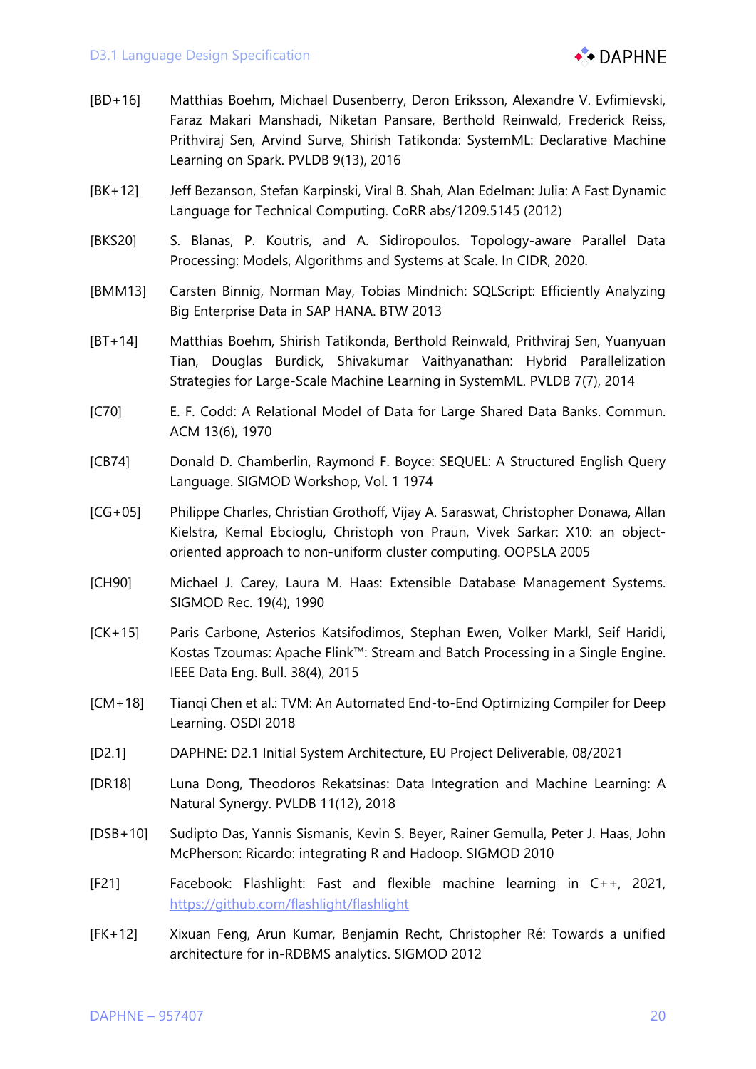[BD+16] Matthias Boehm, Michael Dusenberry, Deron Eriksson, Alexandre V. Evfimievski, Faraz Makari Manshadi, Niketan Pansare, Berthold Reinwald, Frederick Reiss, Prithviraj Sen, Arvind Surve, Shirish Tatikonda: SystemML: Declarative Machine Learning on Spark. PVLDB 9(13), 2016

[BK+12] Jeff Bezanson, Stefan Karpinski, Viral B. Shah, Alan Edelman: Julia: A Fast Dynamic Language for Technical Computing. CoRR abs/1209.5145 (2012)

[BKS20] S. Blanas, P. Koutris, and A. Sidiropoulos. Topology-aware Parallel Data Processing: Models, Algorithms and Systems at Scale. In CIDR, 2020.

[BMM13] Carsten Binnig, Norman May, Tobias Mindnich: SQLScript: Efficiently Analyzing Big Enterprise Data in SAP HANA. BTW 2013

[BT+14] Matthias Boehm, Shirish Tatikonda, Berthold Reinwald, Prithviraj Sen, Yuanyuan Tian, Douglas Burdick, Shivakumar Vaithyanathan: Hybrid Parallelization Strategies for Large-Scale Machine Learning in SystemML. PVLDB 7(7), 2014

[C70] E. F. Codd: A Relational Model of Data for Large Shared Data Banks. Commun. ACM 13(6), 1970

[CB74] Donald D. Chamberlin, Raymond F. Boyce: SEQUEL: A Structured English Query Language. SIGMOD Workshop, Vol. 1 1974

[CG+05] Philippe Charles, Christian Grothoff, Vijay A. Saraswat, Christopher Donawa, Allan Kielstra, Kemal Ebcioglu, Christoph von Praun, Vivek Sarkar: X10: an object-oriented approach to non-uniform cluster computing. OOPSLA 2005

[CH90] Michael J. Carey, Laura M. Haas: Extensible Database Management Systems. SIGMOD Rec. 19(4), 1990

[CK+15] Paris Carbone, Asterios Katsifodimos, Stephan Ewen, Volker Markl, Seif Haridi, Kostas Tzoumas: Apache Flink™: Stream and Batch Processing in a Single Engine. IEEE Data Eng. Bull. 38(4), 2015

[CM+18] Tianqi Chen et al.: TVM: An Automated End-to-End Optimizing Compiler for Deep Learning. OSDI 2018

[D2.1] DAPHNE: D2.1 Initial System Architecture, EU Project Deliverable, 08/2021

[DR18] Luna Dong, Theodoros Rekatsinas: Data Integration and Machine Learning: A Natural Synergy. PVLDB 11(12), 2018

[DSB+10] Sudipto Das, Yannis Sismanis, Kevin S. Beyer, Rainer Gemulla, Peter J. Haas, John McPherson: Ricardo: integrating R and Hadoop. SIGMOD 2010

[F21] Facebook: Flashlight: Fast and flexible machine learning in C++, 2021, https://github.com/flashlight/flashlight

[FK+12] Xixuan Feng, Arun Kumar, Benjamin Recht, Christopher Ré: Towards a unified architecture for in-RDBMS analytics. SIGMOD 2012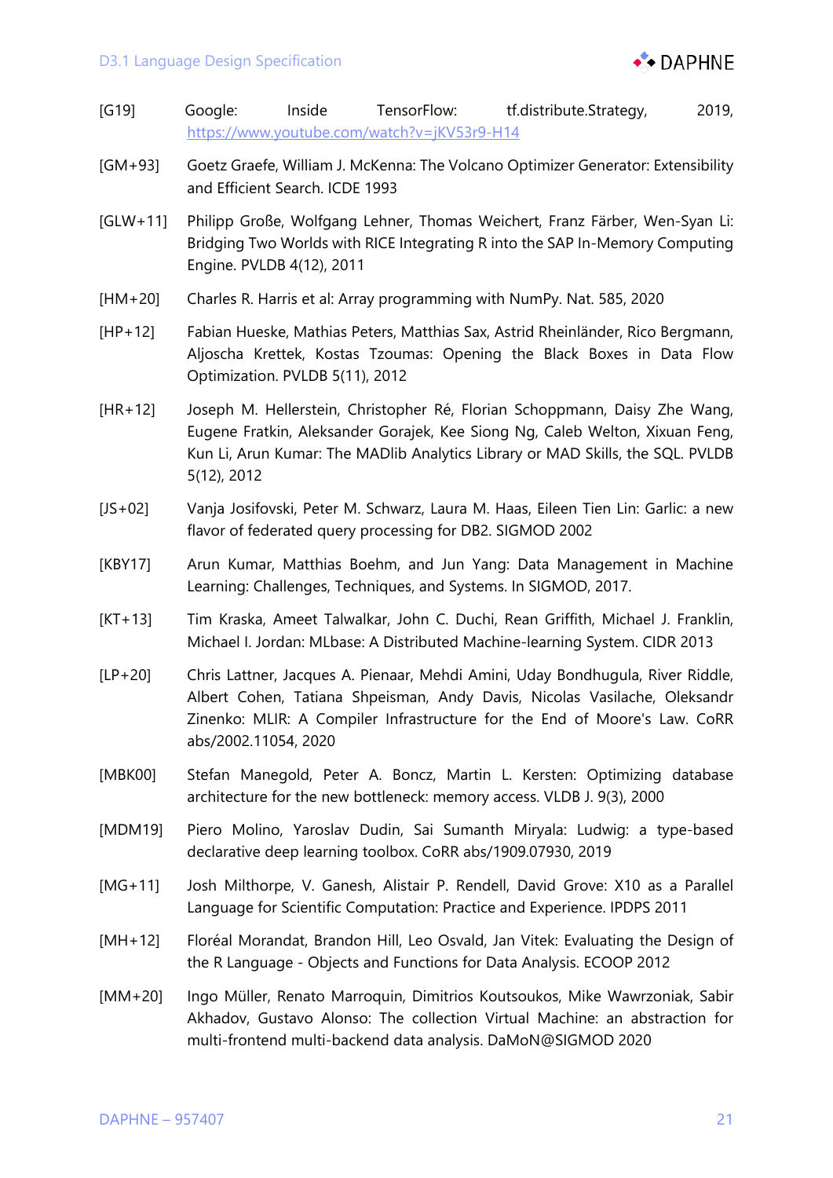[G19] Google: Inside TensorFlow: tf.distribute.Strategy, 2019, https://www.youtube.com/watch?v=jKV53r9-H14

[GM+93] Goetz Graefe, William J. McKenna: The Volcano Optimizer Generator: Extensibility and Efficient Search. ICDE 1993

[GLW+11] Philipp Große, Wolfgang Lehner, Thomas Weichert, Franz Färber, Wen-Syan Li: Bridging Two Worlds with RICE Integrating R into the SAP In-Memory Computing Engine. PVLDB 4(12), 2011

[HM+20] Charles R. Harris et al: Array programming with NumPy. Nat. 585, 2020

[HP+12] Fabian Hueske, Mathias Peters, Matthias Sax, Astrid Rheinländer, Rico Bergmann, Aljoscha Krettek, Kostas Tzoumas: Opening the Black Boxes in Data Flow Optimization. PVLDB 5(11), 2012

[HR+12] Joseph M. Hellerstein, Christopher Ré, Florian Schoppmann, Daisy Zhe Wang, Eugene Fratkin, Aleksander Gorajek, Kee Siong Ng, Caleb Welton, Xixuan Feng, Kun Li, Arun Kumar: The MADlib Analytics Library or MAD Skills, the SQL. PVLDB 5(12), 2012

[JS+02] Vanja Josifovski, Peter M. Schwarz, Laura M. Haas, Eileen Tien Lin: Garlic: a new flavor of federated query processing for DB2. SIGMOD 2002

[KBY17] Arun Kumar, Matthias Boehm, and Jun Yang: Data Management in Machine Learning: Challenges, Techniques, and Systems. In SIGMOD, 2017.

[KT+13] Tim Kraska, Ameet Talwalkar, John C. Duchi, Rean Griffith, Michael J. Franklin, Michael I. Jordan: MLbase: A Distributed Machine-learning System. CIDR 2013

[LP+20] Chris Lattner, Jacques A. Pienaar, Mehdi Amini, Uday Bondhugula, River Riddle, Albert Cohen, Tatiana Shpeisman, Andy Davis, Nicolas Vasilache, Oleksandr Zinenko: MLIR: A Compiler Infrastructure for the End of Moore's Law. CoRR abs/2002.11054, 2020

[MBK00] Stefan Manegold, Peter A. Boncz, Martin L. Kersten: Optimizing database architecture for the new bottleneck: memory access. VLDB J. 9(3), 2000

[MDM19] Piero Molino, Yaroslav Dudin, Sai Sumanth Miryala: Ludwig: a type-based declarative deep learning toolbox. CoRR abs/1909.07930, 2019

[MG+11] Josh Milthorpe, V. Ganesh, Alistair P. Rendell, David Grove: X10 as a Parallel Language for Scientific Computation: Practice and Experience. IPDPS 2011

[MH+12] Floréal Morandat, Brandon Hill, Leo Osvald, Jan Vitek: Evaluating the Design of the R Language - Objects and Functions for Data Analysis. ECOOP 2012

[MM+20] Ingo Müller, Renato Marroquin, Dimitrios Koutsoukos, Mike Wawrzoniak, Sabir Akhadov, Gustavo Alonso: The collection Virtual Machine: an abstraction for multi-frontend multi-backend data analysis. DaMoN@SIGMOD 2020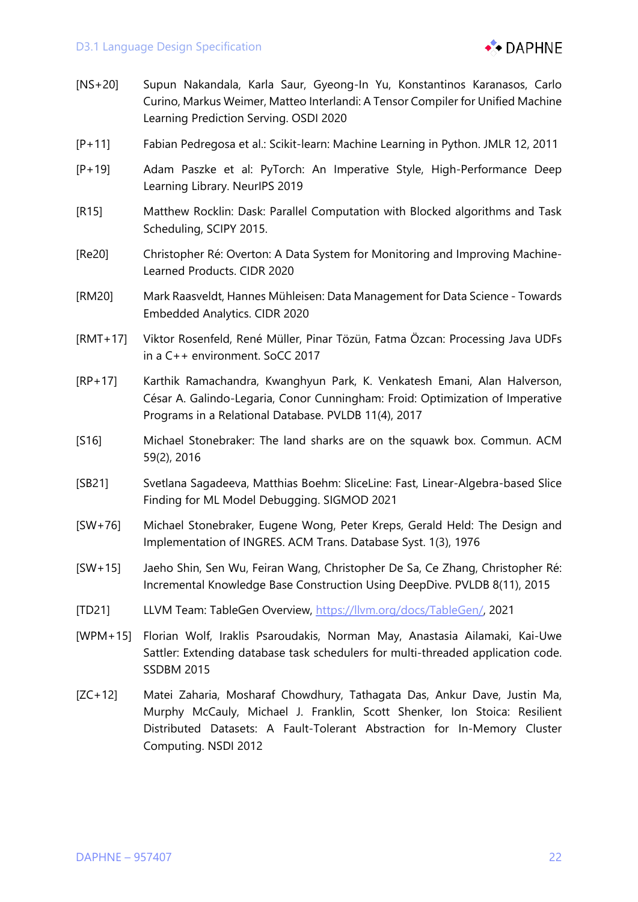[NS+20] Supun Nakandala, Karla Saur, Gyeong-In Yu, Konstantinos Karanasos, Carlo Curino, Markus Weimer, Matteo Interlandi: A Tensor Compiler for Unified Machine Learning Prediction Serving. OSDI 2020

[P+11] Fabian Pedregosa et al.: Scikit-learn: Machine Learning in Python. JMLR 12, 2011

[P+19] Adam Paszke et al: PyTorch: An Imperative Style, High-Performance Deep Learning Library. NeurIPS 2019

[R15] Matthew Rocklin: Dask: Parallel Computation with Blocked algorithms and Task Scheduling, SCIPY 2015.

[Re20] Christopher Ré: Overton: A Data System for Monitoring and Improving Machine-Learned Products. CIDR 2020

[RM20] Mark Raasveldt, Hannes Mühleisen: Data Management for Data Science - Towards Embedded Analytics. CIDR 2020

[RMT+17] Viktor Rosenfeld, René Müller, Pinar Tözün, Fatma Özcan: Processing Java UDFs in a C++ environment. SoCC 2017

[RP+17] Karthik Ramachandra, Kwanghyun Park, K. Venkatesh Emani, Alan Halverson, César A. Galindo-Legaria, Conor Cunningham: Froid: Optimization of Imperative Programs in a Relational Database. PVLDB 11(4), 2017

[S16] Michael Stonebraker: The land sharks are on the squawk box. Commun. ACM 59(2), 2016

[SB21] Svetlana Sagadeeva, Matthias Boehm: SliceLine: Fast, Linear-Algebra-based Slice Finding for ML Model Debugging. SIGMOD 2021

[SW+76] Michael Stonebraker, Eugene Wong, Peter Kreps, Gerald Held: The Design and Implementation of INGRES. ACM Trans. Database Syst. 1(3), 1976

[SW+15] Jaeho Shin, Sen Wu, Feiran Wang, Christopher De Sa, Ce Zhang, Christopher Ré: Incremental Knowledge Base Construction Using DeepDive. PVLDB 8(11), 2015

[TD21] LLVM Team: TableGen Overview, https://llvm.org/docs/TableGen/, 2021

[WPM+15] Florian Wolf, Iraklis Psaroudakis, Norman May, Anastasia Ailamaki, Kai-Uwe Sattler: Extending database task schedulers for multi-threaded application code. SSDBM 2015

[ZC+12] Matei Zaharia, Mosharaf Chowdhury, Tathagata Das, Ankur Dave, Justin Ma, Murphy McCauly, Michael J. Franklin, Scott Shenker, Ion Stoica: Resilient Distributed Datasets: A Fault-Tolerant Abstraction for In-Memory Cluster Computing. NSDI 2012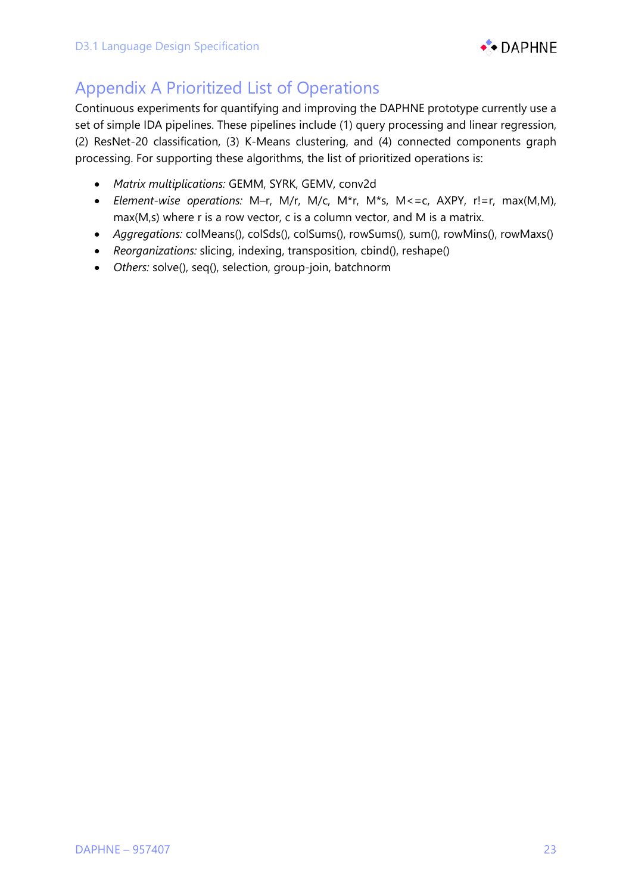# Appendix A Prioritized List of Operations

Continuous experiments for quantifying and improving the DAPHNE prototype currently use a set of simple IDA pipelines. These pipelines include (1) query processing and linear regression, (2) ResNet-20 classification, (3) K-Means clustering, and (4) connected components graph processing. For supporting these algorithms, the list of prioritized operations is:

- *Matrix multiplications:* GEMM, SYRK, GEMV, conv2d
- *Element-wise operations:* M–r, M/r, M/c, M*r, M*s, M<=c, AXPY, r!=r, max(M,M), max(M,s) where r is a row vector, c is a column vector, and M is a matrix.
- *Aggregations:* colMeans(), colSds(), colSums(), rowSums(), sum(), rowMins(), rowMaxs()
- *Reorganizations:* slicing, indexing, transposition, cbind(), reshape()
- *Others:* solve(), seq(), selection, group-join, batchnorm